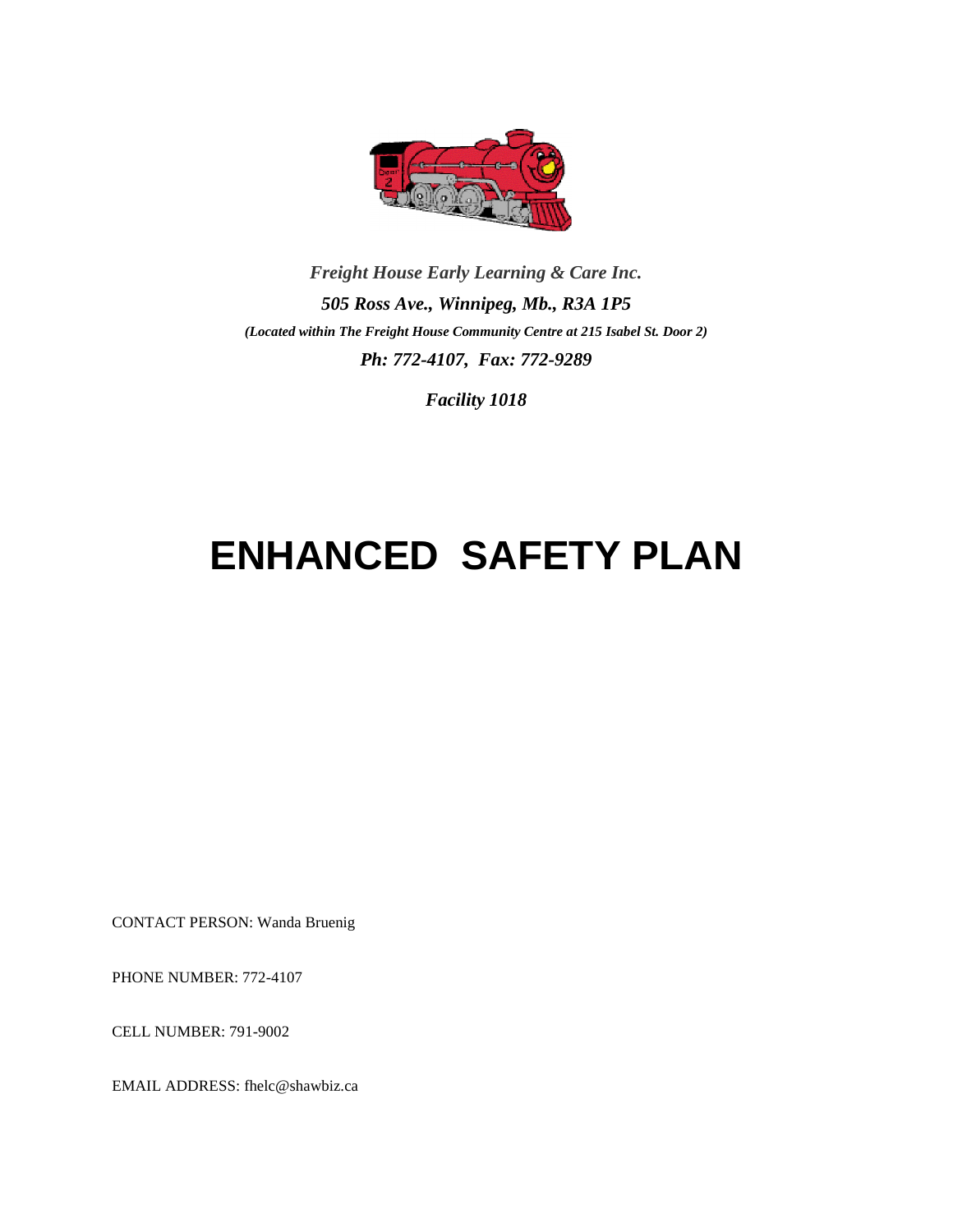*Freight House Early Learning & Care Inc.*

***505 Ross Ave., Winnipeg, Mb., R3A 1P5***

***(Located within The Freight House Community Centre at 215 Isabel St. Door 2)***

***Ph: 772-4107, Fax: 772-9289***

***Facility 1018***

# ENHANCED SAFETY PLAN

CONTACT PERSON: Wanda Bruenig

PHONE NUMBER: 772-4107

CELL NUMBER: 791-9002

EMAIL ADDRESS: fhelc@shawbiz.ca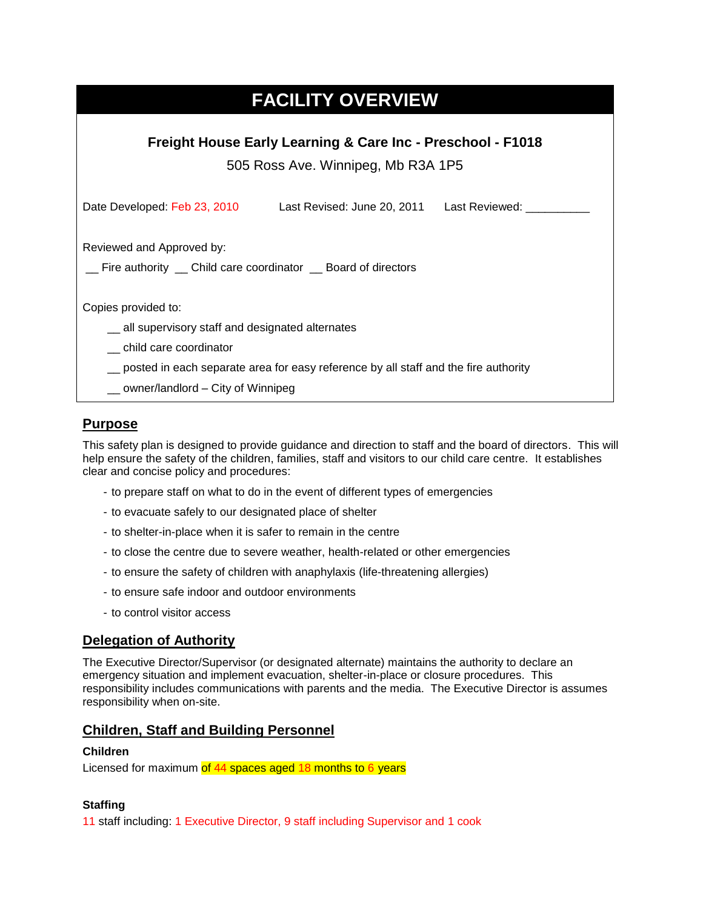# FACILITY OVERVIEW

**Freight House Early Learning & Care Inc - Preschool - F1018**

505 Ross Ave. Winnipeg, Mb R3A 1P5

Date Developed: Feb 23, 2010  Last Revised: June 20, 2011  Last Reviewed: __________

Reviewed and Approved by:

__ Fire authority __ Child care coordinator __ Board of directors

Copies provided to:

- __ all supervisory staff and designated alternates
- __ child care coordinator
- __ posted in each separate area for easy reference by all staff and the fire authority
- __ owner/landlord – City of Winnipeg

## Purpose

This safety plan is designed to provide guidance and direction to staff and the board of directors. This will help ensure the safety of the children, families, staff and visitors to our child care centre. It establishes clear and concise policy and procedures:

- to prepare staff on what to do in the event of different types of emergencies
- to evacuate safely to our designated place of shelter
- to shelter-in-place when it is safer to remain in the centre
- to close the centre due to severe weather, health-related or other emergencies
- to ensure the safety of children with anaphylaxis (life-threatening allergies)
- to ensure safe indoor and outdoor environments
- to control visitor access

## Delegation of Authority

The Executive Director/Supervisor (or designated alternate) maintains the authority to declare an emergency situation and implement evacuation, shelter-in-place or closure procedures. This responsibility includes communications with parents and the media. The Executive Director is assumes responsibility when on-site.

## Children, Staff and Building Personnel

**Children**

Licensed for maximum of 44 spaces aged 18 months to 6 years

**Staffing**

11 staff including: 1 Executive Director, 9 staff including Supervisor and 1 cook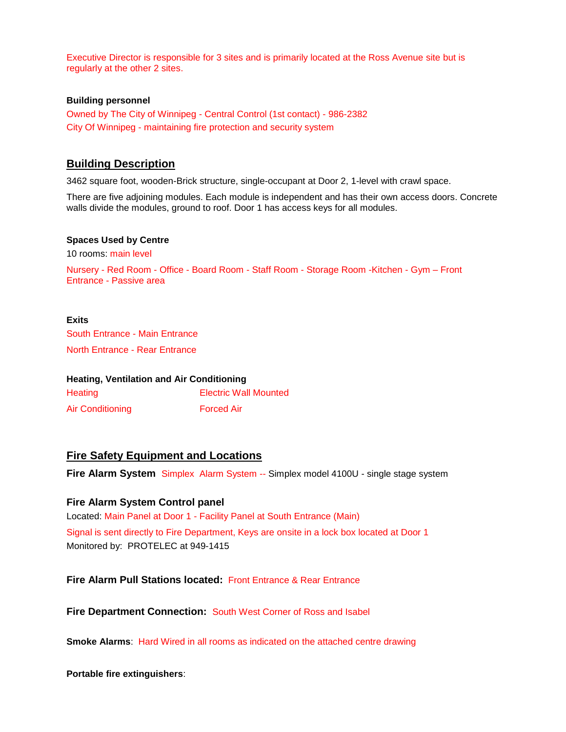Executive Director is responsible for 3 sites and is primarily located at the Ross Avenue site but is regularly at the other 2 sites.

**Building personnel**

Owned by The City of Winnipeg - Central Control (1st contact) - 986-2382

City Of Winnipeg - maintaining fire protection and security system

## Building Description

3462 square foot, wooden-Brick structure, single-occupant at Door 2, 1-level with crawl space.

There are five adjoining modules. Each module is independent and has their own access doors. Concrete walls divide the modules, ground to roof. Door 1 has access keys for all modules.

**Spaces Used by Centre**

10 rooms: main level

Nursery - Red Room - Office - Board Room - Staff Room - Storage Room -Kitchen - Gym – Front Entrance - Passive area

**Exits**

South Entrance - Main Entrance

North Entrance - Rear Entrance

**Heating, Ventilation and Air Conditioning**

| | |
|---|---|
| Heating | Electric Wall Mounted |
| Air Conditioning | Forced Air |

## Fire Safety Equipment and Locations

**Fire Alarm System** Simplex Alarm System -- Simplex model 4100U - single stage system

**Fire Alarm System Control panel**

Located: Main Panel at Door 1 - Facility Panel at South Entrance (Main)

Signal is sent directly to Fire Department, Keys are onsite in a lock box located at Door 1

Monitored by: PROTELEC at 949-1415

**Fire Alarm Pull Stations located:** Front Entrance & Rear Entrance

**Fire Department Connection:** South West Corner of Ross and Isabel

**Smoke Alarms**: Hard Wired in all rooms as indicated on the attached centre drawing

**Portable fire extinguishers**: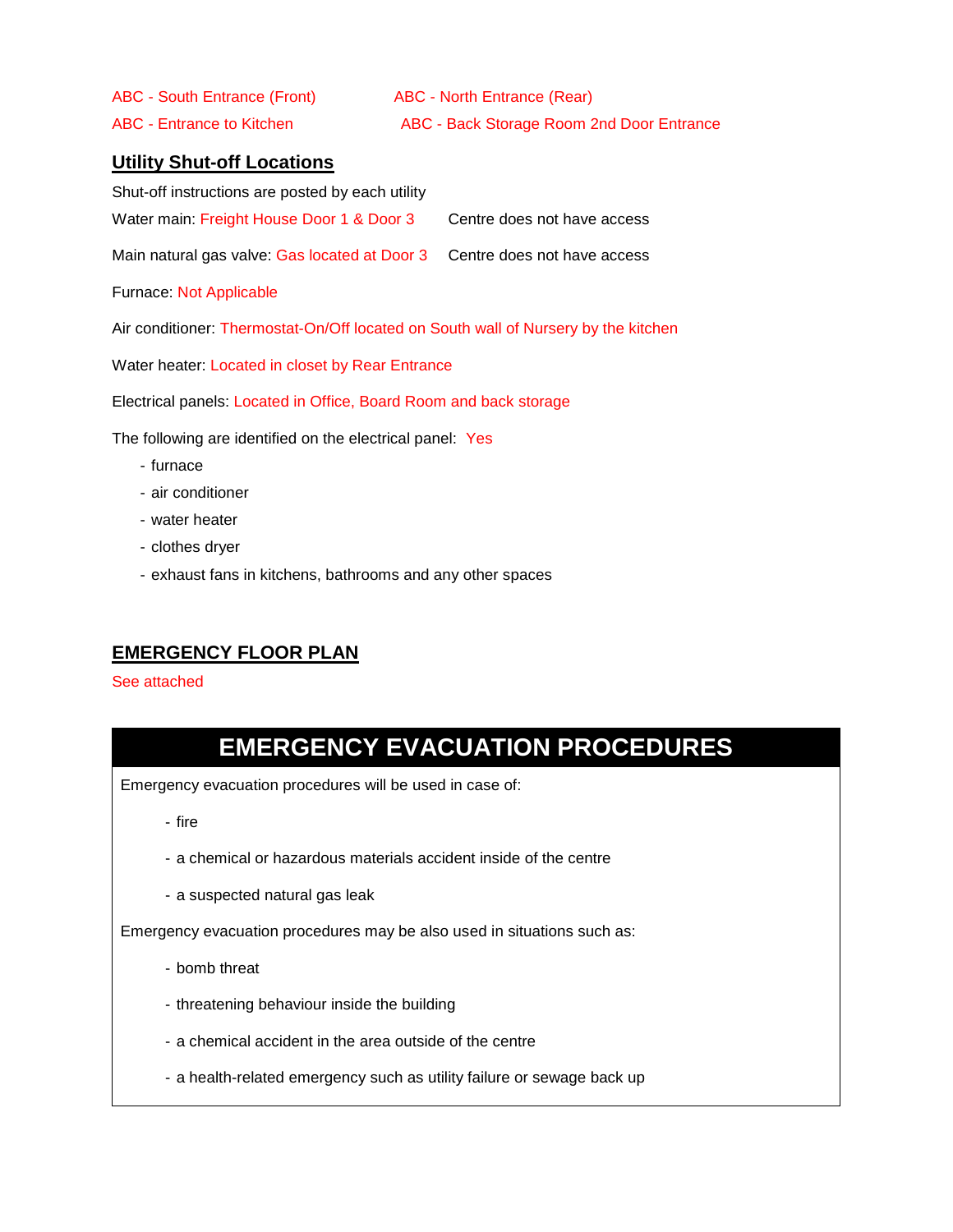ABC - South Entrance (Front)    ABC - North Entrance (Rear)

ABC - Entrance to Kitchen    ABC - Back Storage Room 2nd Door Entrance

## Utility Shut-off Locations

Shut-off instructions are posted by each utility

Water main: Freight House Door 1 & Door 3    Centre does not have access

Main natural gas valve: Gas located at Door 3    Centre does not have access

Furnace: Not Applicable

Air conditioner: Thermostat-On/Off located on South wall of Nursery by the kitchen

Water heater: Located in closet by Rear Entrance

Electrical panels: Located in Office, Board Room and back storage

The following are identified on the electrical panel: Yes

- furnace
- air conditioner
- water heater
- clothes dryer
- exhaust fans in kitchens, bathrooms and any other spaces

## EMERGENCY FLOOR PLAN

See attached

# EMERGENCY EVACUATION PROCEDURES

Emergency evacuation procedures will be used in case of:

- fire
- a chemical or hazardous materials accident inside of the centre
- a suspected natural gas leak

Emergency evacuation procedures may be also used in situations such as:

- bomb threat
- threatening behaviour inside the building
- a chemical accident in the area outside of the centre
- a health-related emergency such as utility failure or sewage back up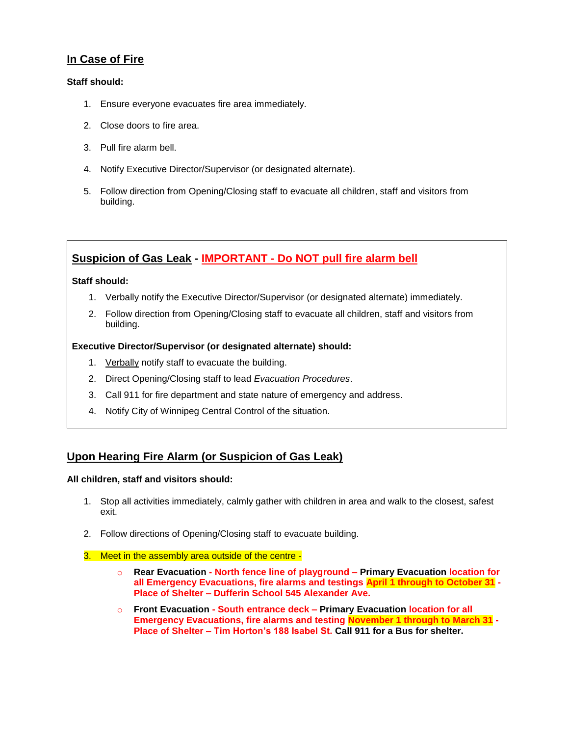## In Case of Fire

**Staff should:**

1. Ensure everyone evacuates fire area immediately.
2. Close doors to fire area.
3. Pull fire alarm bell.
4. Notify Executive Director/Supervisor (or designated alternate).
5. Follow direction from Opening/Closing staff to evacuate all children, staff and visitors from building.

## Suspicion of Gas Leak - IMPORTANT - Do NOT pull fire alarm bell

**Staff should:**

1. Verbally notify the Executive Director/Supervisor (or designated alternate) immediately.
2. Follow direction from Opening/Closing staff to evacuate all children, staff and visitors from building.

**Executive Director/Supervisor (or designated alternate) should:**

1. Verbally notify staff to evacuate the building.
2. Direct Opening/Closing staff to lead *Evacuation Procedures*.
3. Call 911 for fire department and state nature of emergency and address.
4. Notify City of Winnipeg Central Control of the situation.

## Upon Hearing Fire Alarm (or Suspicion of Gas Leak)

**All children, staff and visitors should:**

1. Stop all activities immediately, calmly gather with children in area and walk to the closest, safest exit.
2. Follow directions of Opening/Closing staff to evacuate building.
3. Meet in the assembly area outside of the centre -
   - **Rear Evacuation - North fence line of playground – Primary Evacuation location for all Emergency Evacuations, fire alarms and testings April 1 through to October 31 - Place of Shelter – Dufferin School 545 Alexander Ave.**
   - **Front Evacuation - South entrance deck – Primary Evacuation location for all Emergency Evacuations, fire alarms and testing November 1 through to March 31 - Place of Shelter – Tim Horton's 188 Isabel St. Call 911 for a Bus for shelter.**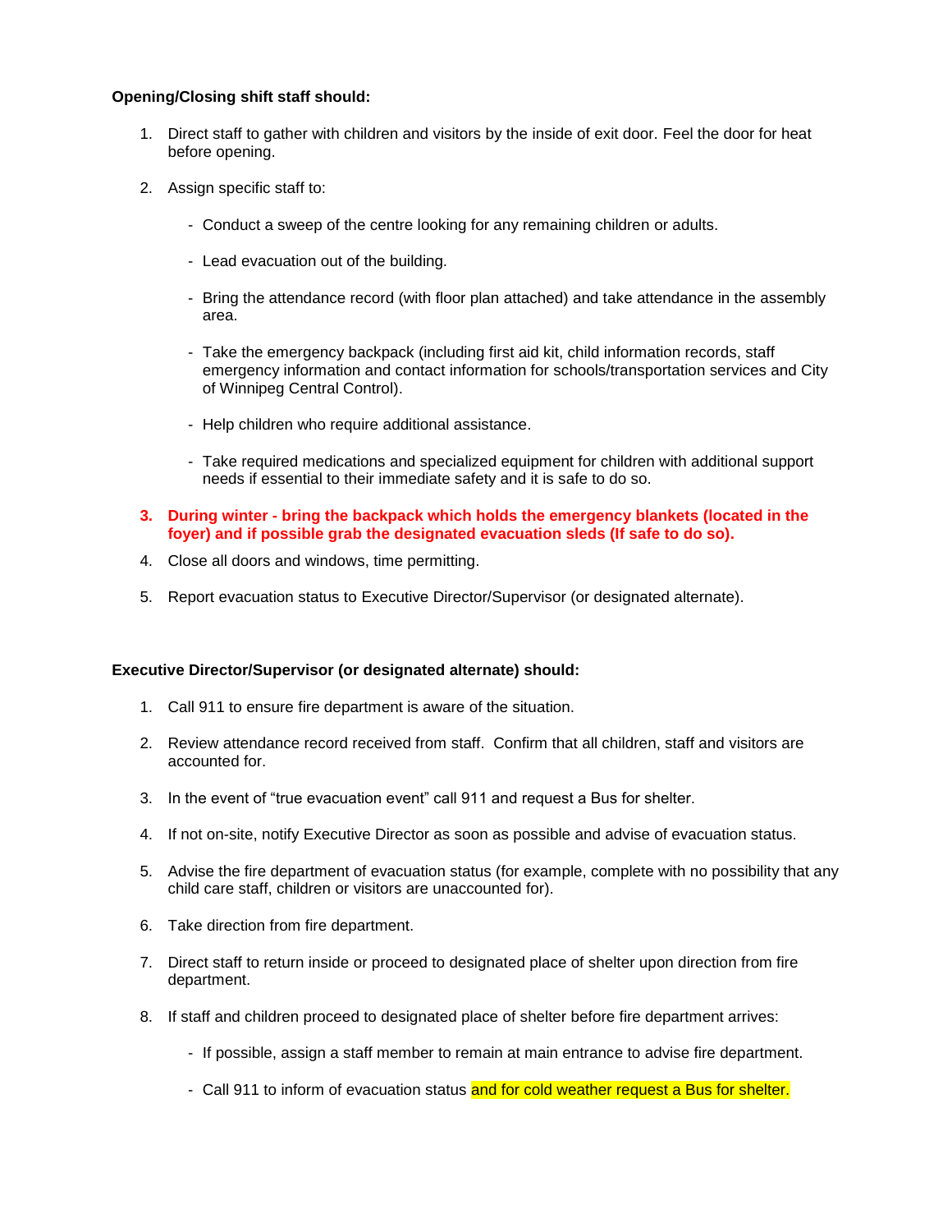**Opening/Closing shift staff should:**

1. Direct staff to gather with children and visitors by the inside of exit door. Feel the door for heat before opening.

2. Assign specific staff to:

   - Conduct a sweep of the centre looking for any remaining children or adults.

   - Lead evacuation out of the building.

   - Bring the attendance record (with floor plan attached) and take attendance in the assembly area.

   - Take the emergency backpack (including first aid kit, child information records, staff emergency information and contact information for schools/transportation services and City of Winnipeg Central Control).

   - Help children who require additional assistance.

   - Take required medications and specialized equipment for children with additional support needs if essential to their immediate safety and it is safe to do so.

3. **During winter - bring the backpack which holds the emergency blankets (located in the foyer) and if possible grab the designated evacuation sleds (If safe to do so).**

4. Close all doors and windows, time permitting.

5. Report evacuation status to Executive Director/Supervisor (or designated alternate).

**Executive Director/Supervisor (or designated alternate) should:**

1. Call 911 to ensure fire department is aware of the situation.

2. Review attendance record received from staff. Confirm that all children, staff and visitors are accounted for.

3. In the event of "true evacuation event" call 911 and request a Bus for shelter.

4. If not on-site, notify Executive Director as soon as possible and advise of evacuation status.

5. Advise the fire department of evacuation status (for example, complete with no possibility that any child care staff, children or visitors are unaccounted for).

6. Take direction from fire department.

7. Direct staff to return inside or proceed to designated place of shelter upon direction from fire department.

8. If staff and children proceed to designated place of shelter before fire department arrives:

   - If possible, assign a staff member to remain at main entrance to advise fire department.

   - Call 911 to inform of evacuation status and for cold weather request a Bus for shelter.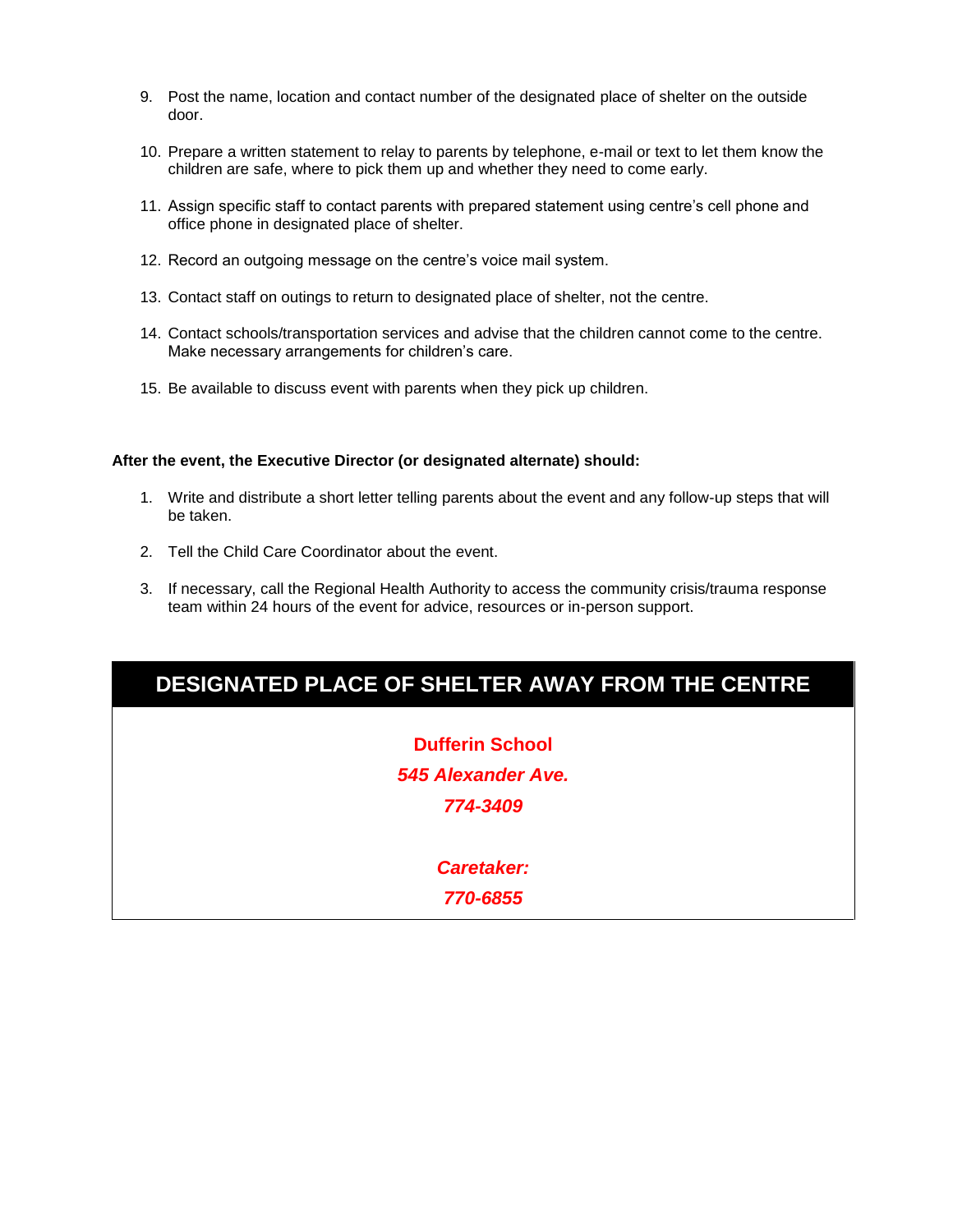9. Post the name, location and contact number of the designated place of shelter on the outside door.

10. Prepare a written statement to relay to parents by telephone, e-mail or text to let them know the children are safe, where to pick them up and whether they need to come early.

11. Assign specific staff to contact parents with prepared statement using centre's cell phone and office phone in designated place of shelter.

12. Record an outgoing message on the centre's voice mail system.

13. Contact staff on outings to return to designated place of shelter, not the centre.

14. Contact schools/transportation services and advise that the children cannot come to the centre. Make necessary arrangements for children's care.

15. Be available to discuss event with parents when they pick up children.

**After the event, the Executive Director (or designated alternate) should:**

1. Write and distribute a short letter telling parents about the event and any follow-up steps that will be taken.

2. Tell the Child Care Coordinator about the event.

3. If necessary, call the Regional Health Authority to access the community crisis/trauma response team within 24 hours of the event for advice, resources or in-person support.

## DESIGNATED PLACE OF SHELTER AWAY FROM THE CENTRE

**Dufferin School**

***545 Alexander Ave.***

***774-3409***

***Caretaker:***

***770-6855***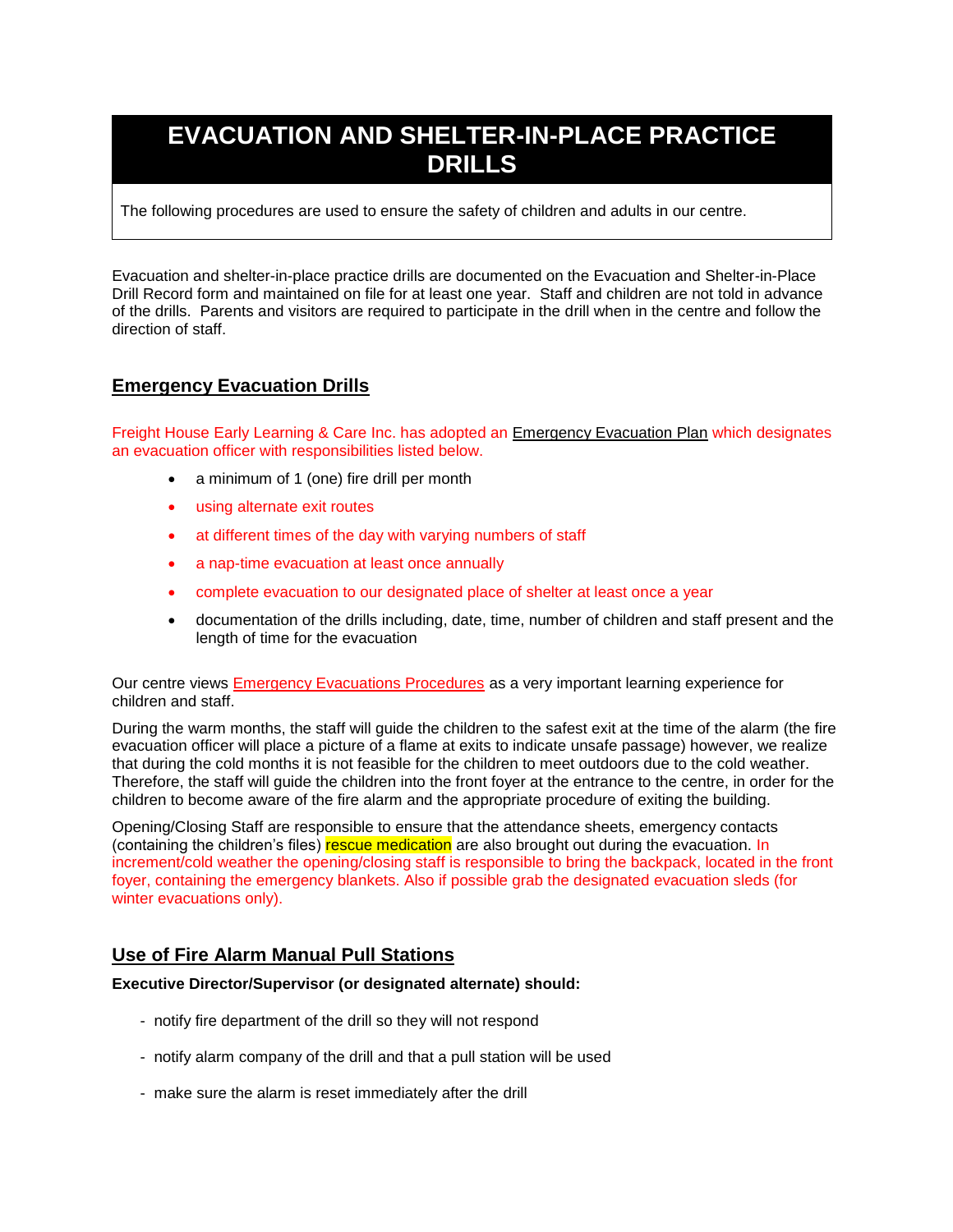# EVACUATION AND SHELTER-IN-PLACE PRACTICE DRILLS

The following procedures are used to ensure the safety of children and adults in our centre.

Evacuation and shelter-in-place practice drills are documented on the Evacuation and Shelter-in-Place Drill Record form and maintained on file for at least one year. Staff and children are not told in advance of the drills. Parents and visitors are required to participate in the drill when in the centre and follow the direction of staff.

## Emergency Evacuation Drills

Freight House Early Learning & Care Inc. has adopted an Emergency Evacuation Plan which designates an evacuation officer with responsibilities listed below.

- a minimum of 1 (one) fire drill per month
- using alternate exit routes
- at different times of the day with varying numbers of staff
- a nap-time evacuation at least once annually
- complete evacuation to our designated place of shelter at least once a year
- documentation of the drills including, date, time, number of children and staff present and the length of time for the evacuation

Our centre views Emergency Evacuations Procedures as a very important learning experience for children and staff.

During the warm months, the staff will guide the children to the safest exit at the time of the alarm (the fire evacuation officer will place a picture of a flame at exits to indicate unsafe passage) however, we realize that during the cold months it is not feasible for the children to meet outdoors due to the cold weather. Therefore, the staff will guide the children into the front foyer at the entrance to the centre, in order for the children to become aware of the fire alarm and the appropriate procedure of exiting the building.

Opening/Closing Staff are responsible to ensure that the attendance sheets, emergency contacts (containing the children's files) rescue medication are also brought out during the evacuation. In increment/cold weather the opening/closing staff is responsible to bring the backpack, located in the front foyer, containing the emergency blankets. Also if possible grab the designated evacuation sleds (for winter evacuations only).

## Use of Fire Alarm Manual Pull Stations

**Executive Director/Supervisor (or designated alternate) should:**

- notify fire department of the drill so they will not respond
- notify alarm company of the drill and that a pull station will be used
- make sure the alarm is reset immediately after the drill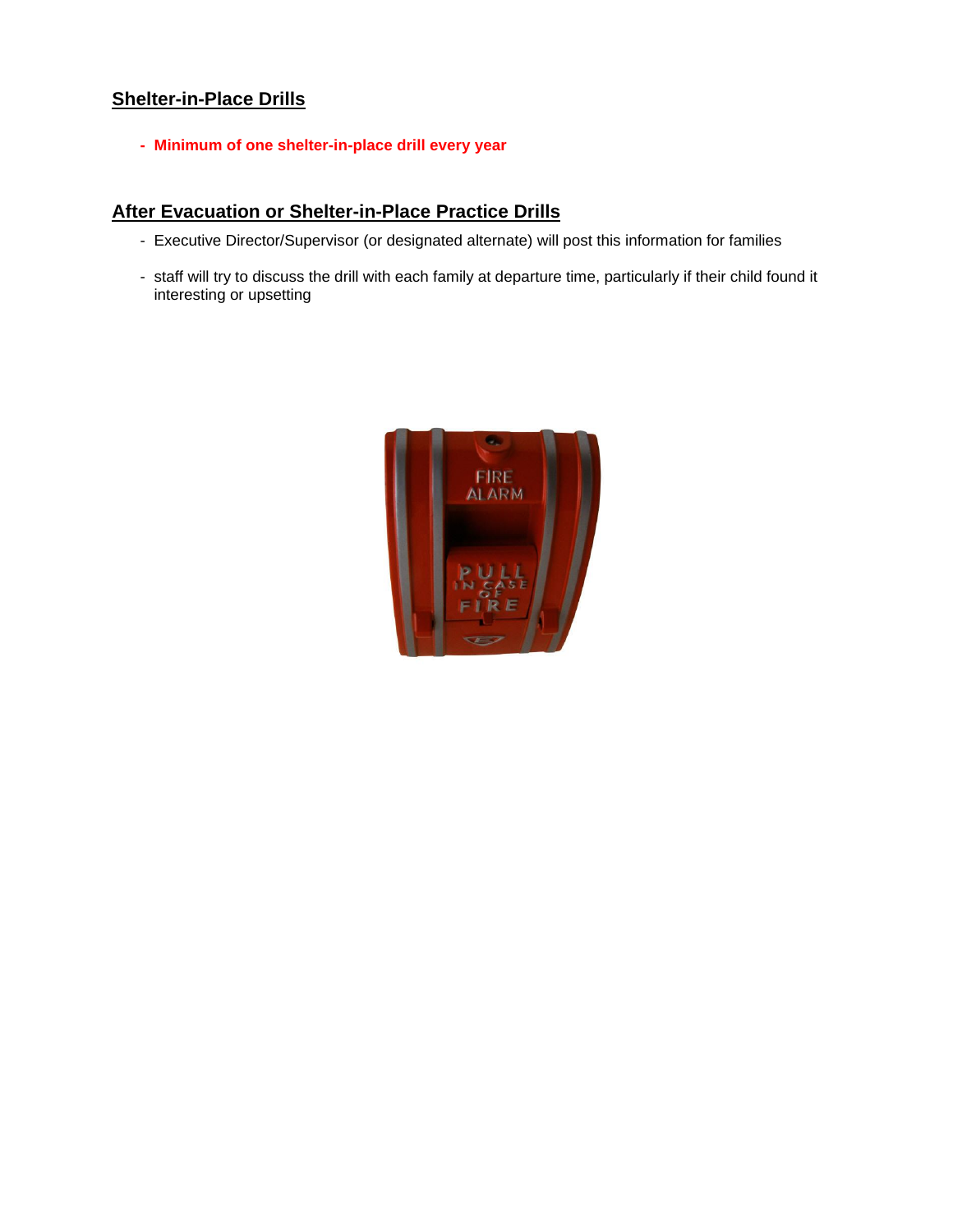## Shelter-in-Place Drills

- **Minimum of one shelter-in-place drill every year**

## After Evacuation or Shelter-in-Place Practice Drills

- Executive Director/Supervisor (or designated alternate) will post this information for families
- staff will try to discuss the drill with each family at departure time, particularly if their child found it interesting or upsetting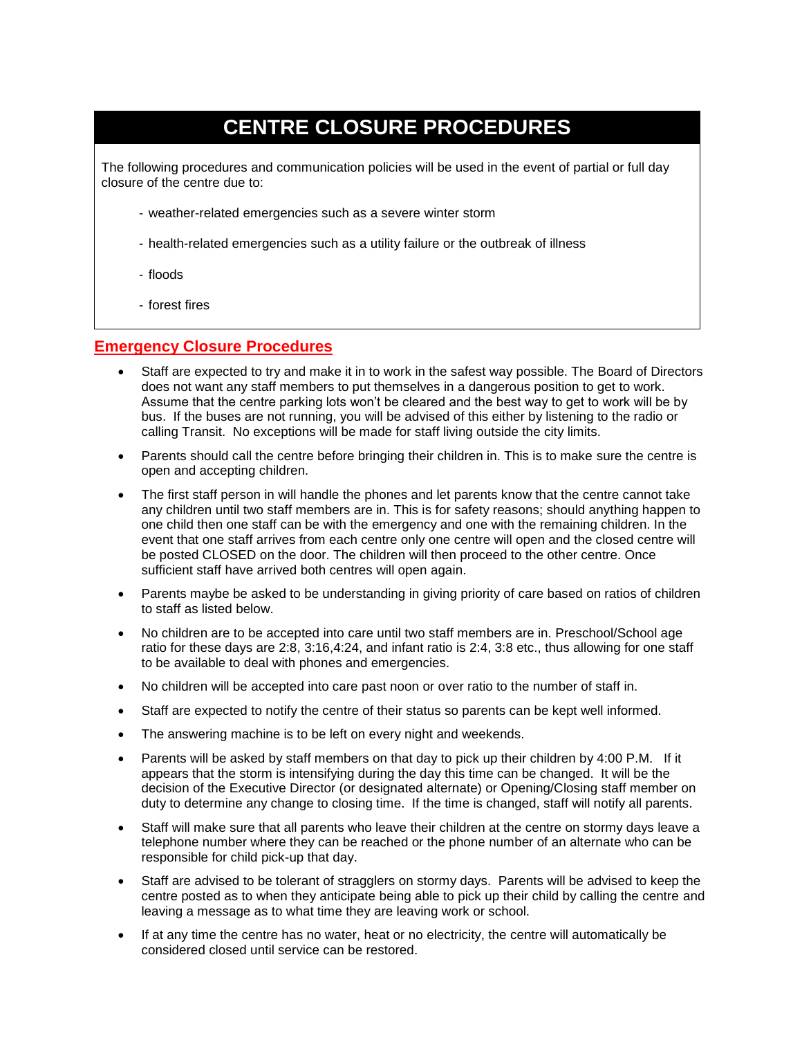# CENTRE CLOSURE PROCEDURES

The following procedures and communication policies will be used in the event of partial or full day closure of the centre due to:

- weather-related emergencies such as a severe winter storm
- health-related emergencies such as a utility failure or the outbreak of illness
- floods
- forest fires

## Emergency Closure Procedures

- Staff are expected to try and make it in to work in the safest way possible. The Board of Directors does not want any staff members to put themselves in a dangerous position to get to work. Assume that the centre parking lots won't be cleared and the best way to get to work will be by bus. If the buses are not running, you will be advised of this either by listening to the radio or calling Transit. No exceptions will be made for staff living outside the city limits.
- Parents should call the centre before bringing their children in. This is to make sure the centre is open and accepting children.
- The first staff person in will handle the phones and let parents know that the centre cannot take any children until two staff members are in. This is for safety reasons; should anything happen to one child then one staff can be with the emergency and one with the remaining children. In the event that one staff arrives from each centre only one centre will open and the closed centre will be posted CLOSED on the door. The children will then proceed to the other centre. Once sufficient staff have arrived both centres will open again.
- Parents maybe be asked to be understanding in giving priority of care based on ratios of children to staff as listed below.
- No children are to be accepted into care until two staff members are in. Preschool/School age ratio for these days are 2:8, 3:16,4:24, and infant ratio is 2:4, 3:8 etc., thus allowing for one staff to be available to deal with phones and emergencies.
- No children will be accepted into care past noon or over ratio to the number of staff in.
- Staff are expected to notify the centre of their status so parents can be kept well informed.
- The answering machine is to be left on every night and weekends.
- Parents will be asked by staff members on that day to pick up their children by 4:00 P.M. If it appears that the storm is intensifying during the day this time can be changed. It will be the decision of the Executive Director (or designated alternate) or Opening/Closing staff member on duty to determine any change to closing time. If the time is changed, staff will notify all parents.
- Staff will make sure that all parents who leave their children at the centre on stormy days leave a telephone number where they can be reached or the phone number of an alternate who can be responsible for child pick-up that day.
- Staff are advised to be tolerant of stragglers on stormy days. Parents will be advised to keep the centre posted as to when they anticipate being able to pick up their child by calling the centre and leaving a message as to what time they are leaving work or school.
- If at any time the centre has no water, heat or no electricity, the centre will automatically be considered closed until service can be restored.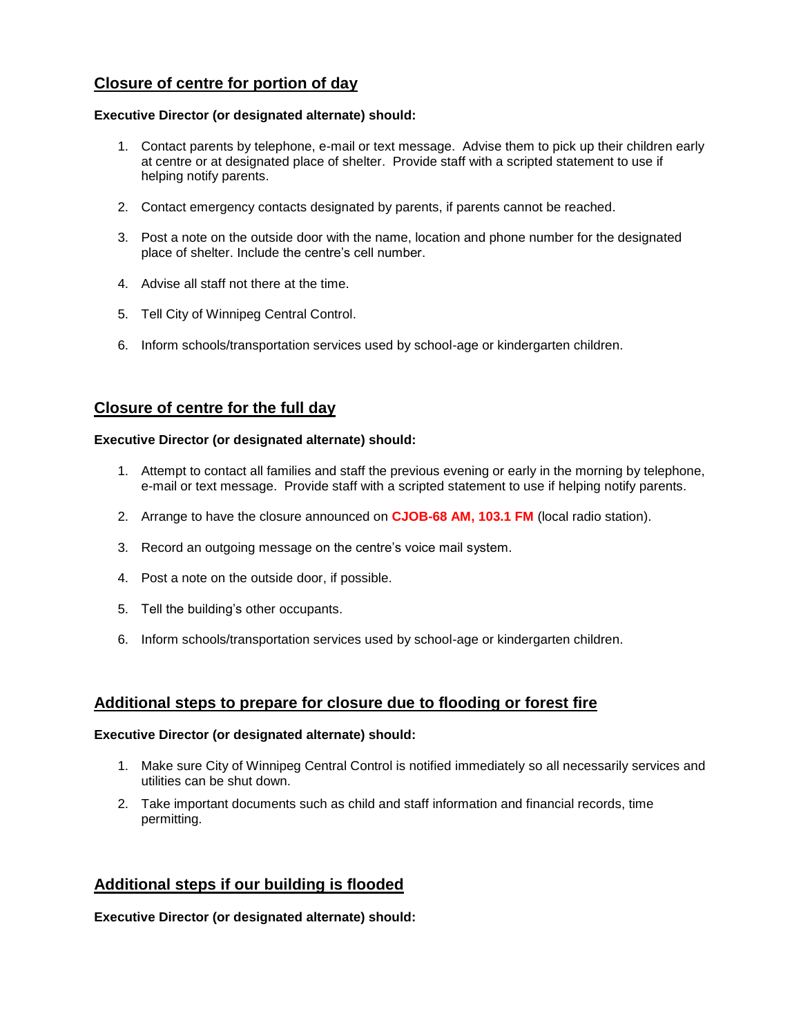## Closure of centre for portion of day

**Executive Director (or designated alternate) should:**

1. Contact parents by telephone, e-mail or text message. Advise them to pick up their children early at centre or at designated place of shelter. Provide staff with a scripted statement to use if helping notify parents.

2. Contact emergency contacts designated by parents, if parents cannot be reached.

3. Post a note on the outside door with the name, location and phone number for the designated place of shelter. Include the centre's cell number.

4. Advise all staff not there at the time.

5. Tell City of Winnipeg Central Control.

6. Inform schools/transportation services used by school-age or kindergarten children.

## Closure of centre for the full day

**Executive Director (or designated alternate) should:**

1. Attempt to contact all families and staff the previous evening or early in the morning by telephone, e-mail or text message. Provide staff with a scripted statement to use if helping notify parents.

2. Arrange to have the closure announced on **CJOB-68 AM, 103.1 FM** (local radio station).

3. Record an outgoing message on the centre's voice mail system.

4. Post a note on the outside door, if possible.

5. Tell the building's other occupants.

6. Inform schools/transportation services used by school-age or kindergarten children.

## Additional steps to prepare for closure due to flooding or forest fire

**Executive Director (or designated alternate) should:**

1. Make sure City of Winnipeg Central Control is notified immediately so all necessarily services and utilities can be shut down.

2. Take important documents such as child and staff information and financial records, time permitting.

## Additional steps if our building is flooded

**Executive Director (or designated alternate) should:**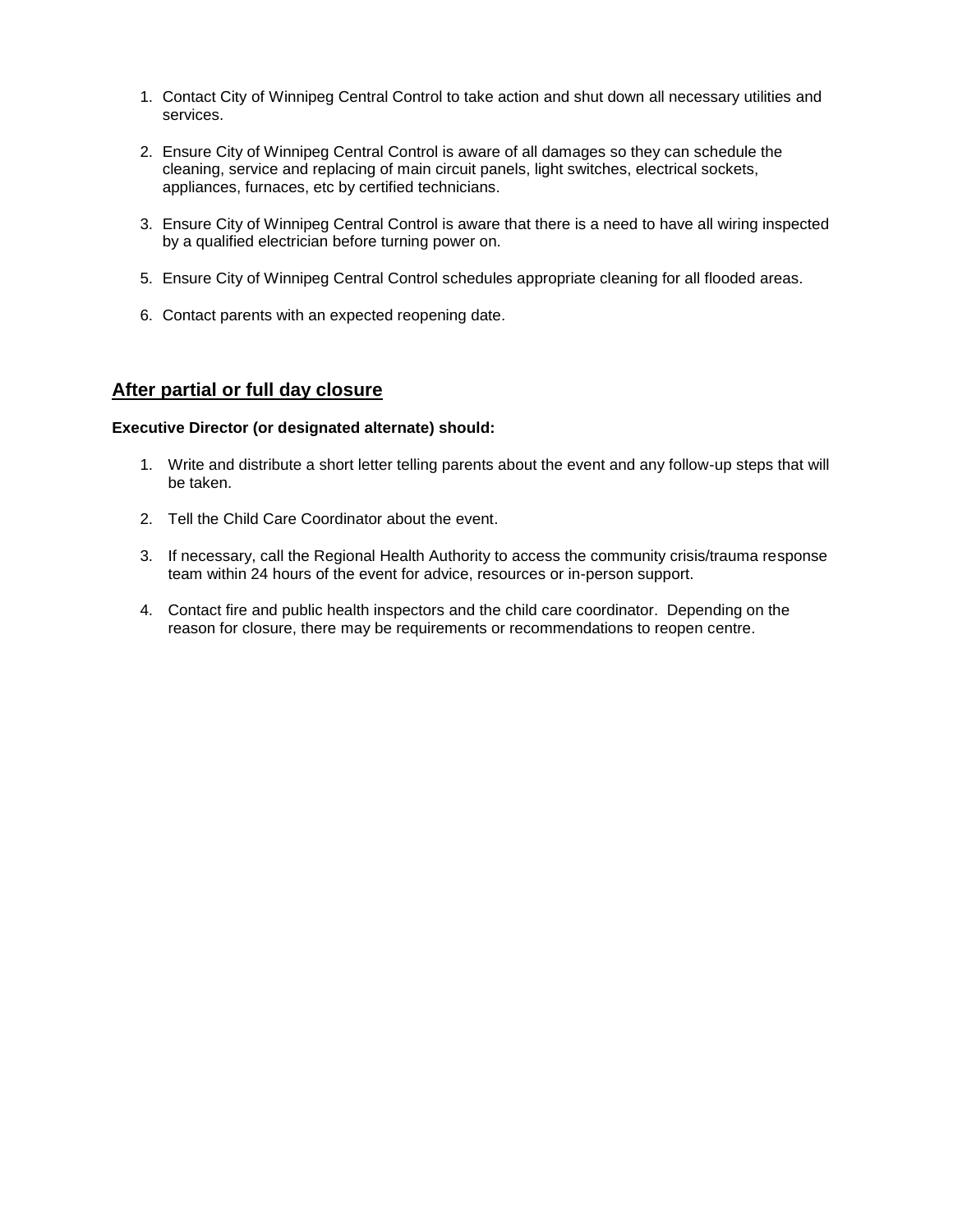1. Contact City of Winnipeg Central Control to take action and shut down all necessary utilities and services.

2. Ensure City of Winnipeg Central Control is aware of all damages so they can schedule the cleaning, service and replacing of main circuit panels, light switches, electrical sockets, appliances, furnaces, etc by certified technicians.

3. Ensure City of Winnipeg Central Control is aware that there is a need to have all wiring inspected by a qualified electrician before turning power on.

5. Ensure City of Winnipeg Central Control schedules appropriate cleaning for all flooded areas.

6. Contact parents with an expected reopening date.

## After partial or full day closure

**Executive Director (or designated alternate) should:**

1. Write and distribute a short letter telling parents about the event and any follow-up steps that will be taken.

2. Tell the Child Care Coordinator about the event.

3. If necessary, call the Regional Health Authority to access the community crisis/trauma response team within 24 hours of the event for advice, resources or in-person support.

4. Contact fire and public health inspectors and the child care coordinator. Depending on the reason for closure, there may be requirements or recommendations to reopen centre.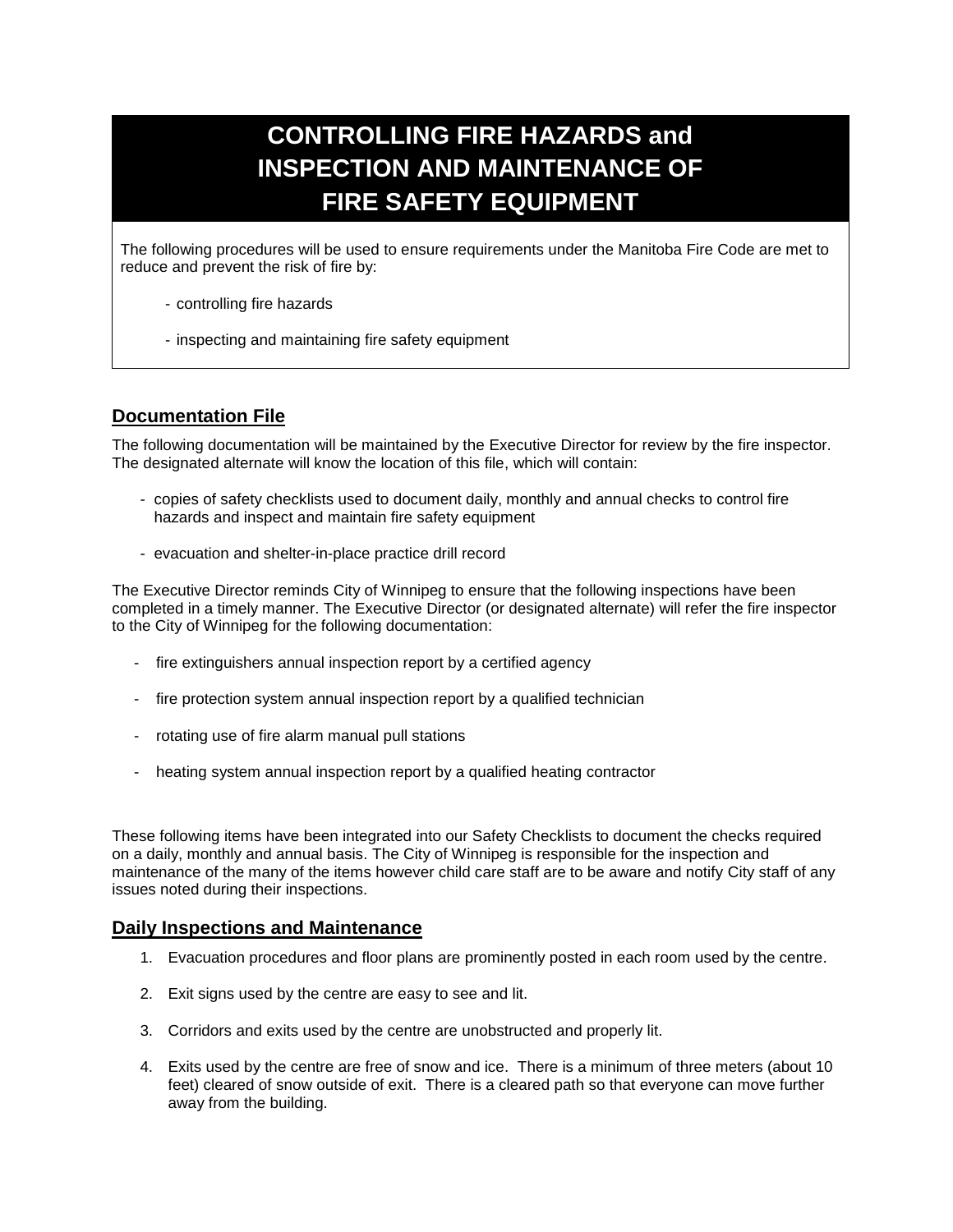# CONTROLLING FIRE HAZARDS and INSPECTION AND MAINTENANCE OF FIRE SAFETY EQUIPMENT

The following procedures will be used to ensure requirements under the Manitoba Fire Code are met to reduce and prevent the risk of fire by:

- controlling fire hazards
- inspecting and maintaining fire safety equipment

## Documentation File

The following documentation will be maintained by the Executive Director for review by the fire inspector. The designated alternate will know the location of this file, which will contain:

- copies of safety checklists used to document daily, monthly and annual checks to control fire hazards and inspect and maintain fire safety equipment
- evacuation and shelter-in-place practice drill record

The Executive Director reminds City of Winnipeg to ensure that the following inspections have been completed in a timely manner. The Executive Director (or designated alternate) will refer the fire inspector to the City of Winnipeg for the following documentation:

- fire extinguishers annual inspection report by a certified agency
- fire protection system annual inspection report by a qualified technician
- rotating use of fire alarm manual pull stations
- heating system annual inspection report by a qualified heating contractor

These following items have been integrated into our Safety Checklists to document the checks required on a daily, monthly and annual basis. The City of Winnipeg is responsible for the inspection and maintenance of the many of the items however child care staff are to be aware and notify City staff of any issues noted during their inspections.

## Daily Inspections and Maintenance

1. Evacuation procedures and floor plans are prominently posted in each room used by the centre.
2. Exit signs used by the centre are easy to see and lit.
3. Corridors and exits used by the centre are unobstructed and properly lit.
4. Exits used by the centre are free of snow and ice. There is a minimum of three meters (about 10 feet) cleared of snow outside of exit. There is a cleared path so that everyone can move further away from the building.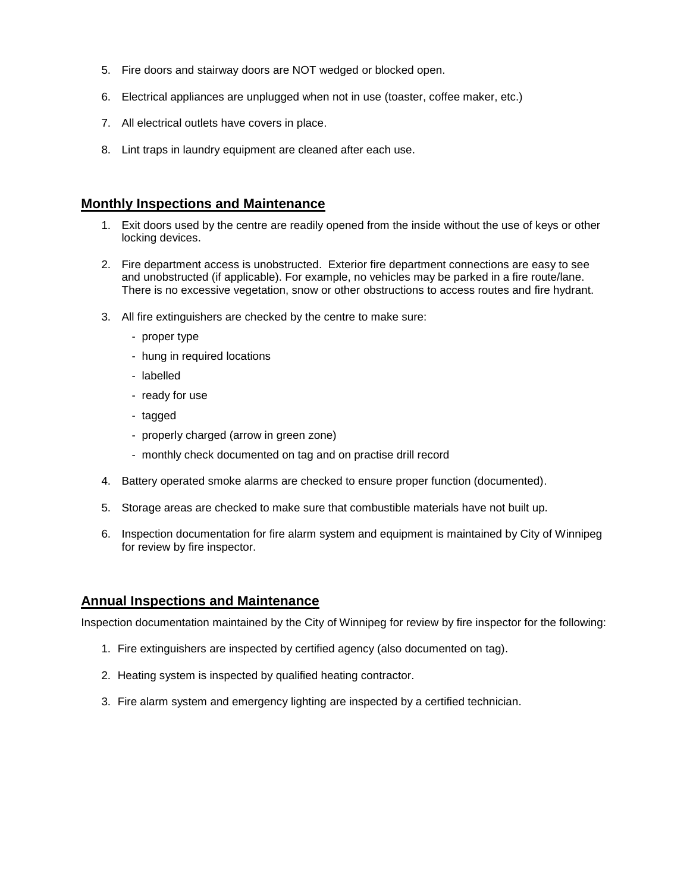5. Fire doors and stairway doors are NOT wedged or blocked open.

6. Electrical appliances are unplugged when not in use (toaster, coffee maker, etc.)

7. All electrical outlets have covers in place.

8. Lint traps in laundry equipment are cleaned after each use.

## Monthly Inspections and Maintenance

1. Exit doors used by the centre are readily opened from the inside without the use of keys or other locking devices.

2. Fire department access is unobstructed. Exterior fire department connections are easy to see and unobstructed (if applicable). For example, no vehicles may be parked in a fire route/lane. There is no excessive vegetation, snow or other obstructions to access routes and fire hydrant.

3. All fire extinguishers are checked by the centre to make sure:
   - proper type
   - hung in required locations
   - labelled
   - ready for use
   - tagged
   - properly charged (arrow in green zone)
   - monthly check documented on tag and on practise drill record

4. Battery operated smoke alarms are checked to ensure proper function (documented).

5. Storage areas are checked to make sure that combustible materials have not built up.

6. Inspection documentation for fire alarm system and equipment is maintained by City of Winnipeg for review by fire inspector.

## Annual Inspections and Maintenance

Inspection documentation maintained by the City of Winnipeg for review by fire inspector for the following:

1. Fire extinguishers are inspected by certified agency (also documented on tag).

2. Heating system is inspected by qualified heating contractor.

3. Fire alarm system and emergency lighting are inspected by a certified technician.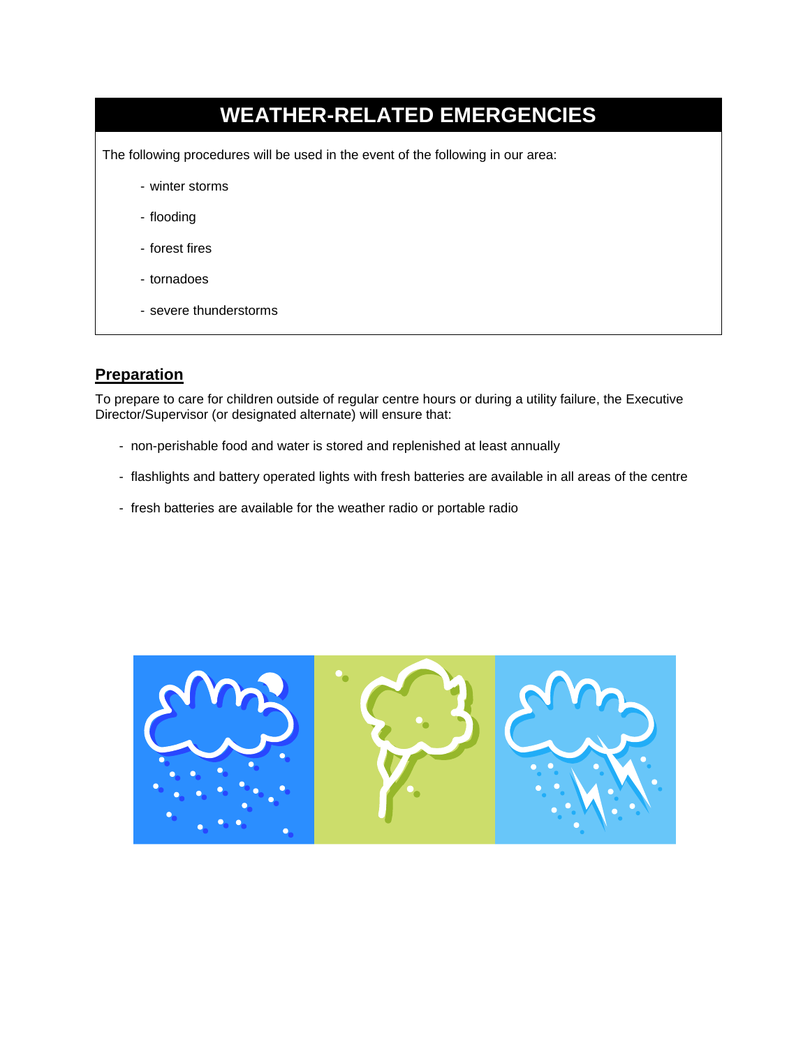# WEATHER-RELATED EMERGENCIES

The following procedures will be used in the event of the following in our area:

- winter storms
- flooding
- forest fires
- tornadoes
- severe thunderstorms

## Preparation

To prepare to care for children outside of regular centre hours or during a utility failure, the Executive Director/Supervisor (or designated alternate) will ensure that:

- non-perishable food and water is stored and replenished at least annually
- flashlights and battery operated lights with fresh batteries are available in all areas of the centre
- fresh batteries are available for the weather radio or portable radio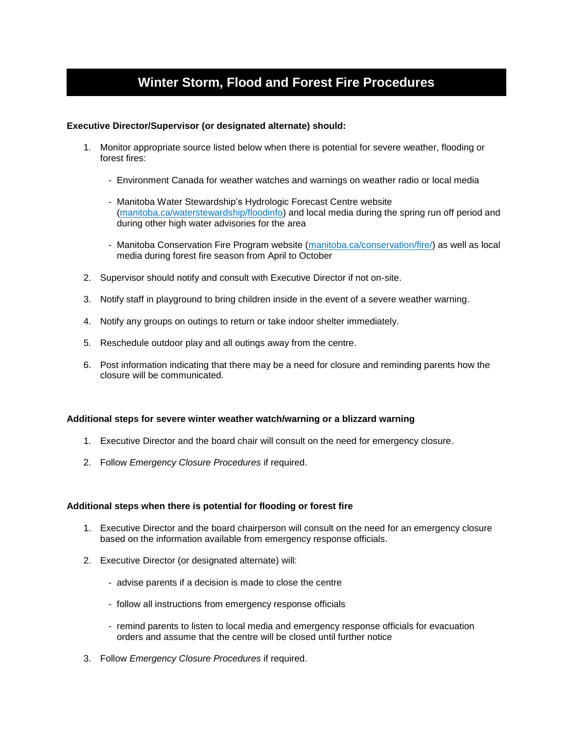# Winter Storm, Flood and Forest Fire Procedures

**Executive Director/Supervisor (or designated alternate) should:**

1. Monitor appropriate source listed below when there is potential for severe weather, flooding or forest fires:

   - Environment Canada for weather watches and warnings on weather radio or local media

   - Manitoba Water Stewardship's Hydrologic Forecast Centre website ([manitoba.ca/waterstewardship/floodinfo](manitoba.ca/waterstewardship/floodinfo)) and local media during the spring run off period and during other high water advisories for the area

   - Manitoba Conservation Fire Program website ([manitoba.ca/conservation/fire/](manitoba.ca/conservation/fire/)) as well as local media during forest fire season from April to October

2. Supervisor should notify and consult with Executive Director if not on-site.

3. Notify staff in playground to bring children inside in the event of a severe weather warning.

4. Notify any groups on outings to return or take indoor shelter immediately.

5. Reschedule outdoor play and all outings away from the centre.

6. Post information indicating that there may be a need for closure and reminding parents how the closure will be communicated.

**Additional steps for severe winter weather watch/warning or a blizzard warning**

1. Executive Director and the board chair will consult on the need for emergency closure.

2. Follow *Emergency Closure Procedures* if required.

**Additional steps when there is potential for flooding or forest fire**

1. Executive Director and the board chairperson will consult on the need for an emergency closure based on the information available from emergency response officials.

2. Executive Director (or designated alternate) will:

   - advise parents if a decision is made to close the centre

   - follow all instructions from emergency response officials

   - remind parents to listen to local media and emergency response officials for evacuation orders and assume that the centre will be closed until further notice

3. Follow *Emergency Closure Procedures* if required.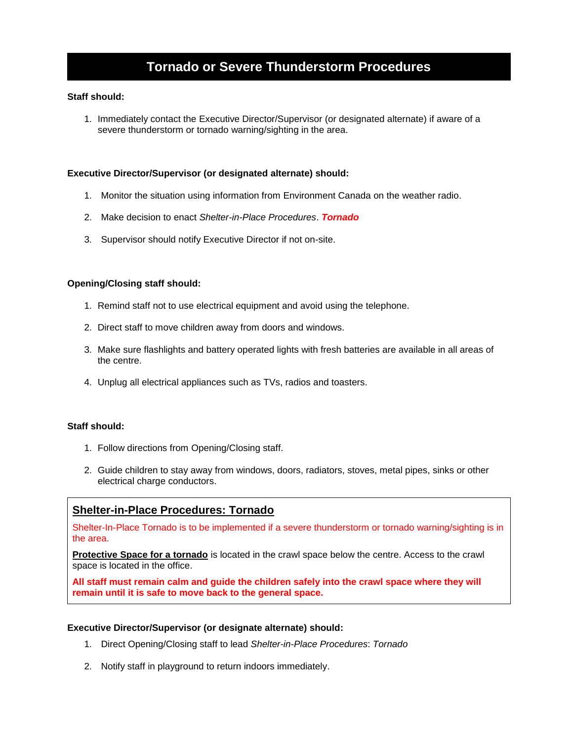# Tornado or Severe Thunderstorm Procedures

**Staff should:**

1. Immediately contact the Executive Director/Supervisor (or designated alternate) if aware of a severe thunderstorm or tornado warning/sighting in the area.

**Executive Director/Supervisor (or designated alternate) should:**

1. Monitor the situation using information from Environment Canada on the weather radio.
2. Make decision to enact *Shelter-in-Place Procedures*. ***Tornado***
3. Supervisor should notify Executive Director if not on-site.

**Opening/Closing staff should:**

1. Remind staff not to use electrical equipment and avoid using the telephone.
2. Direct staff to move children away from doors and windows.
3. Make sure flashlights and battery operated lights with fresh batteries are available in all areas of the centre.
4. Unplug all electrical appliances such as TVs, radios and toasters.

**Staff should:**

1. Follow directions from Opening/Closing staff.
2. Guide children to stay away from windows, doors, radiators, stoves, metal pipes, sinks or other electrical charge conductors.

## Shelter-in-Place Procedures: Tornado

Shelter-In-Place Tornado is to be implemented if a severe thunderstorm or tornado warning/sighting is in the area.

**Protective Space for a tornado** is located in the crawl space below the centre. Access to the crawl space is located in the office.

**All staff must remain calm and guide the children safely into the crawl space where they will remain until it is safe to move back to the general space.**

**Executive Director/Supervisor (or designate alternate) should:**

1. Direct Opening/Closing staff to lead *Shelter-in-Place Procedures*: *Tornado*
2. Notify staff in playground to return indoors immediately.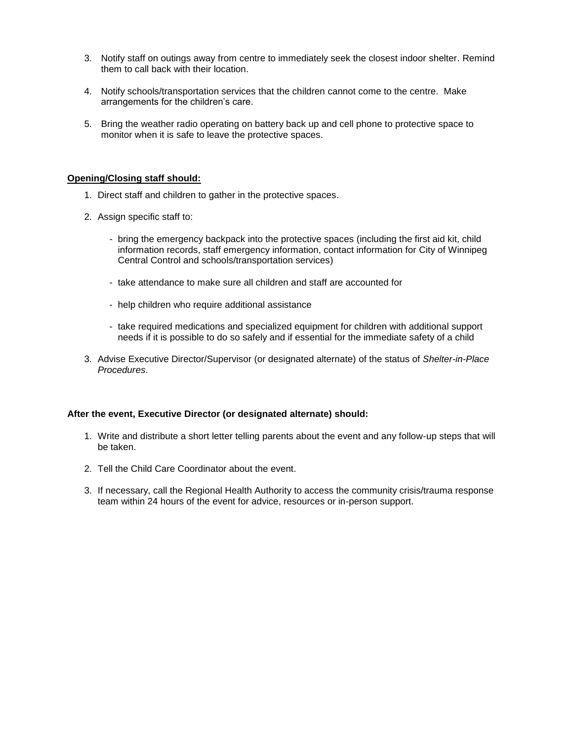3. Notify staff on outings away from centre to immediately seek the closest indoor shelter. Remind them to call back with their location.

4. Notify schools/transportation services that the children cannot come to the centre. Make arrangements for the children's care.

5. Bring the weather radio operating on battery back up and cell phone to protective space to monitor when it is safe to leave the protective spaces.

**Opening/Closing staff should:**

1. Direct staff and children to gather in the protective spaces.

2. Assign specific staff to:

   - bring the emergency backpack into the protective spaces (including the first aid kit, child information records, staff emergency information, contact information for City of Winnipeg Central Control and schools/transportation services)

   - take attendance to make sure all children and staff are accounted for

   - help children who require additional assistance

   - take required medications and specialized equipment for children with additional support needs if it is possible to do so safely and if essential for the immediate safety of a child

3. Advise Executive Director/Supervisor (or designated alternate) of the status of *Shelter-in-Place Procedures*.

**After the event, Executive Director (or designated alternate) should:**

1. Write and distribute a short letter telling parents about the event and any follow-up steps that will be taken.

2. Tell the Child Care Coordinator about the event.

3. If necessary, call the Regional Health Authority to access the community crisis/trauma response team within 24 hours of the event for advice, resources or in-person support.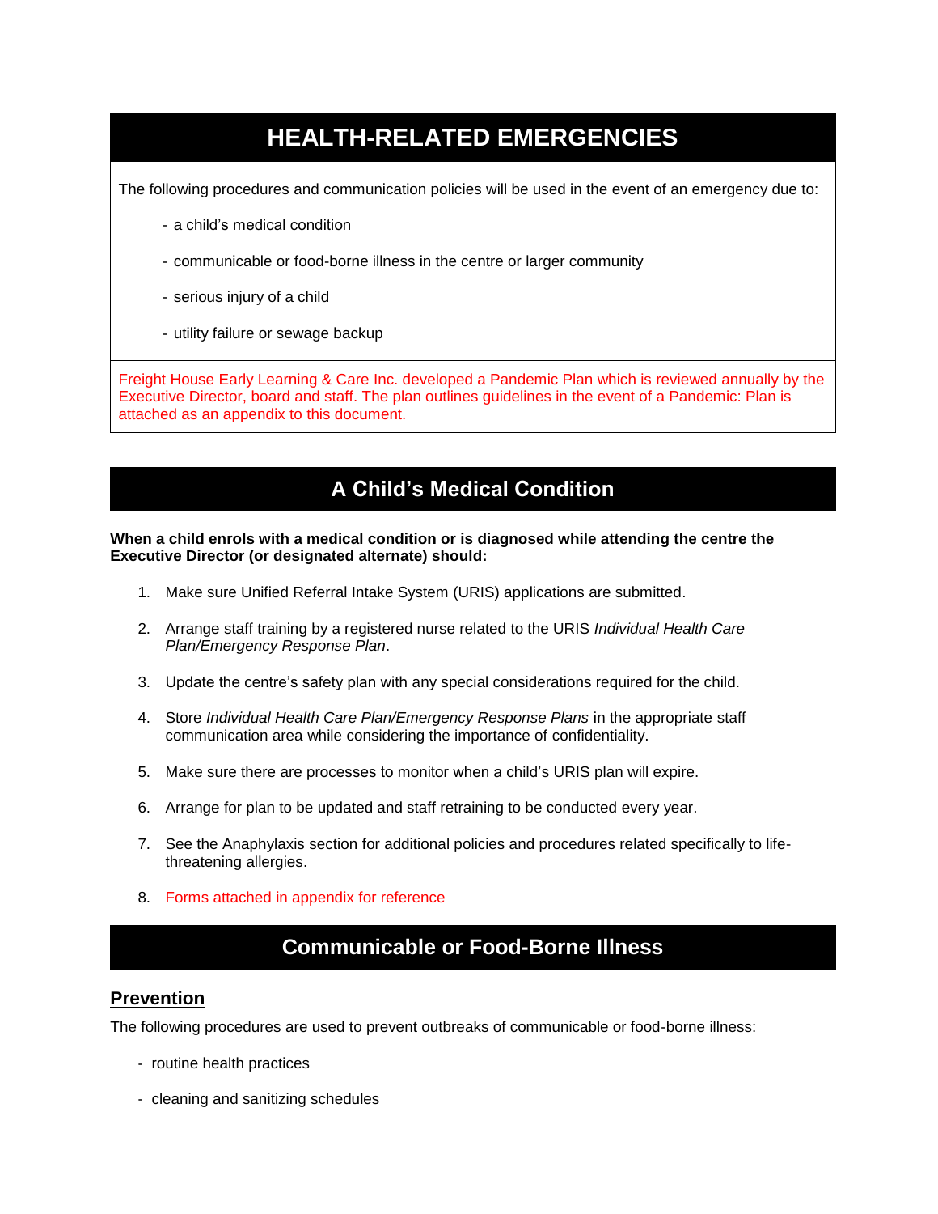# HEALTH-RELATED EMERGENCIES

The following procedures and communication policies will be used in the event of an emergency due to:

- a child's medical condition
- communicable or food-borne illness in the centre or larger community
- serious injury of a child
- utility failure or sewage backup

Freight House Early Learning & Care Inc. developed a Pandemic Plan which is reviewed annually by the Executive Director, board and staff. The plan outlines guidelines in the event of a Pandemic: Plan is attached as an appendix to this document.

## A Child's Medical Condition

**When a child enrols with a medical condition or is diagnosed while attending the centre the Executive Director (or designated alternate) should:**

1. Make sure Unified Referral Intake System (URIS) applications are submitted.
2. Arrange staff training by a registered nurse related to the URIS *Individual Health Care Plan/Emergency Response Plan*.
3. Update the centre's safety plan with any special considerations required for the child.
4. Store *Individual Health Care Plan/Emergency Response Plans* in the appropriate staff communication area while considering the importance of confidentiality.
5. Make sure there are processes to monitor when a child's URIS plan will expire.
6. Arrange for plan to be updated and staff retraining to be conducted every year.
7. See the Anaphylaxis section for additional policies and procedures related specifically to life-threatening allergies.
8. Forms attached in appendix for reference

## Communicable or Food-Borne Illness

### Prevention

The following procedures are used to prevent outbreaks of communicable or food-borne illness:

- routine health practices
- cleaning and sanitizing schedules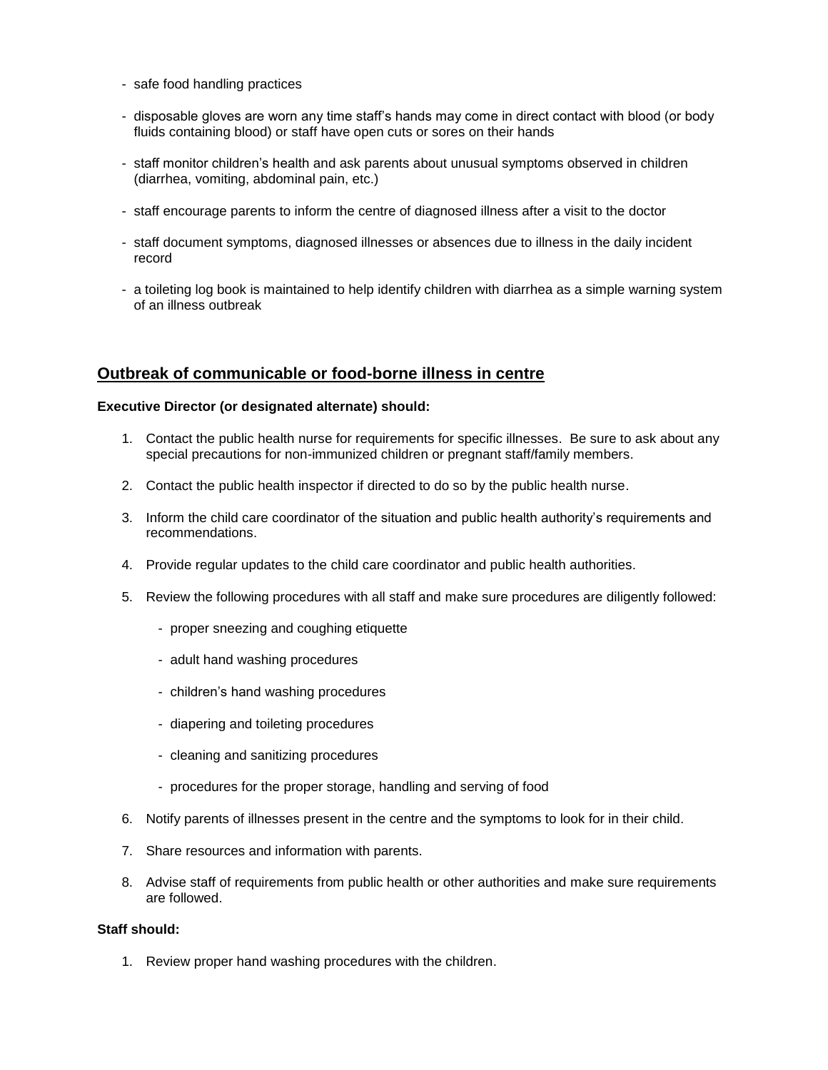- safe food handling practices
- disposable gloves are worn any time staff's hands may come in direct contact with blood (or body fluids containing blood) or staff have open cuts or sores on their hands
- staff monitor children's health and ask parents about unusual symptoms observed in children (diarrhea, vomiting, abdominal pain, etc.)
- staff encourage parents to inform the centre of diagnosed illness after a visit to the doctor
- staff document symptoms, diagnosed illnesses or absences due to illness in the daily incident record
- a toileting log book is maintained to help identify children with diarrhea as a simple warning system of an illness outbreak

## Outbreak of communicable or food-borne illness in centre

**Executive Director (or designated alternate) should:**

1. Contact the public health nurse for requirements for specific illnesses. Be sure to ask about any special precautions for non-immunized children or pregnant staff/family members.
2. Contact the public health inspector if directed to do so by the public health nurse.
3. Inform the child care coordinator of the situation and public health authority's requirements and recommendations.
4. Provide regular updates to the child care coordinator and public health authorities.
5. Review the following procedures with all staff and make sure procedures are diligently followed:
   - proper sneezing and coughing etiquette
   - adult hand washing procedures
   - children's hand washing procedures
   - diapering and toileting procedures
   - cleaning and sanitizing procedures
   - procedures for the proper storage, handling and serving of food
6. Notify parents of illnesses present in the centre and the symptoms to look for in their child.
7. Share resources and information with parents.
8. Advise staff of requirements from public health or other authorities and make sure requirements are followed.

**Staff should:**

1. Review proper hand washing procedures with the children.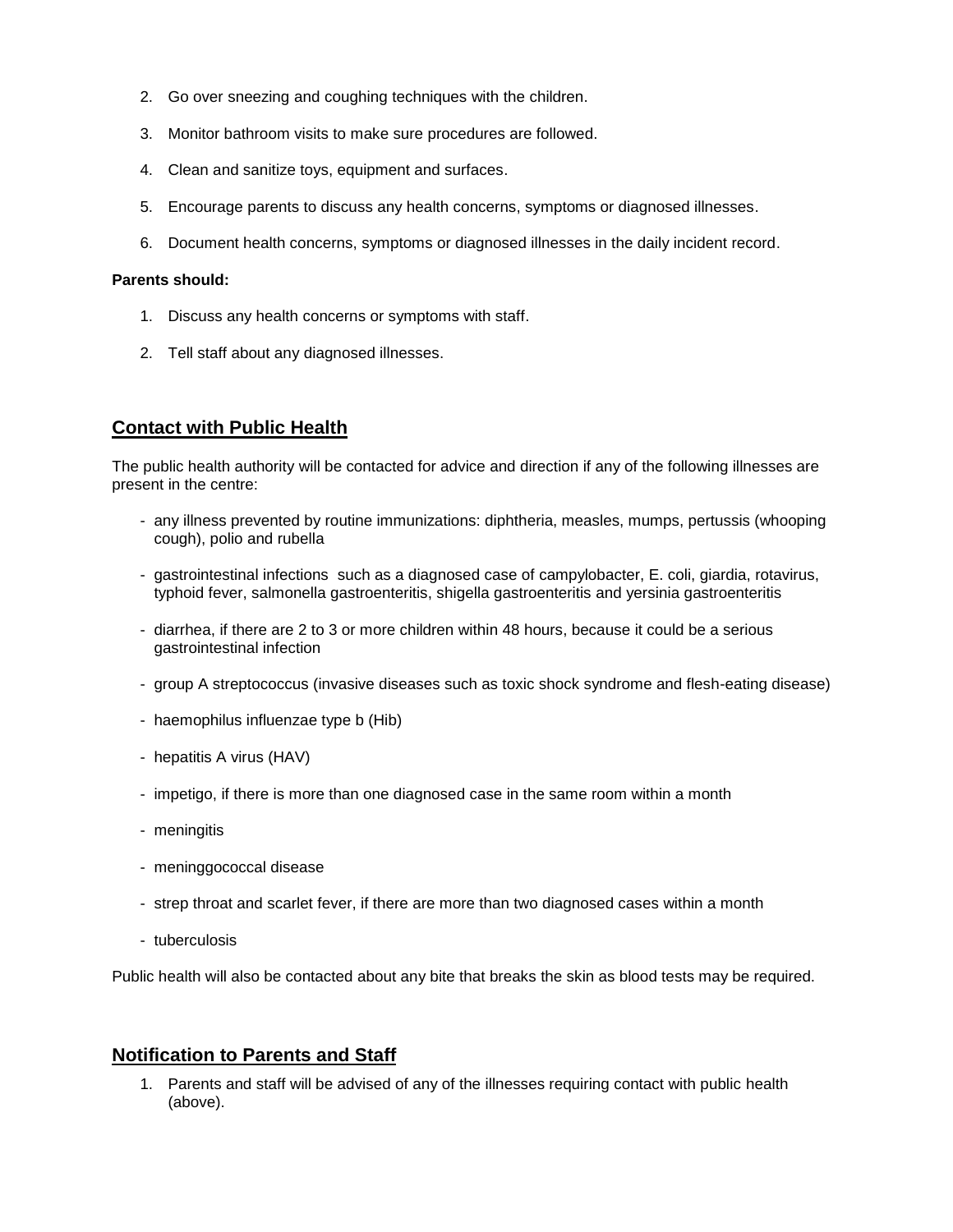2. Go over sneezing and coughing techniques with the children.
3. Monitor bathroom visits to make sure procedures are followed.
4. Clean and sanitize toys, equipment and surfaces.
5. Encourage parents to discuss any health concerns, symptoms or diagnosed illnesses.
6. Document health concerns, symptoms or diagnosed illnesses in the daily incident record.

**Parents should:**

1. Discuss any health concerns or symptoms with staff.
2. Tell staff about any diagnosed illnesses.

## Contact with Public Health

The public health authority will be contacted for advice and direction if any of the following illnesses are present in the centre:

- any illness prevented by routine immunizations: diphtheria, measles, mumps, pertussis (whooping cough), polio and rubella
- gastrointestinal infections such as a diagnosed case of campylobacter, E. coli, giardia, rotavirus, typhoid fever, salmonella gastroenteritis, shigella gastroenteritis and yersinia gastroenteritis
- diarrhea, if there are 2 to 3 or more children within 48 hours, because it could be a serious gastrointestinal infection
- group A streptococcus (invasive diseases such as toxic shock syndrome and flesh-eating disease)
- haemophilus influenzae type b (Hib)
- hepatitis A virus (HAV)
- impetigo, if there is more than one diagnosed case in the same room within a month
- meningitis
- meninggococcal disease
- strep throat and scarlet fever, if there are more than two diagnosed cases within a month
- tuberculosis

Public health will also be contacted about any bite that breaks the skin as blood tests may be required.

## Notification to Parents and Staff

1. Parents and staff will be advised of any of the illnesses requiring contact with public health (above).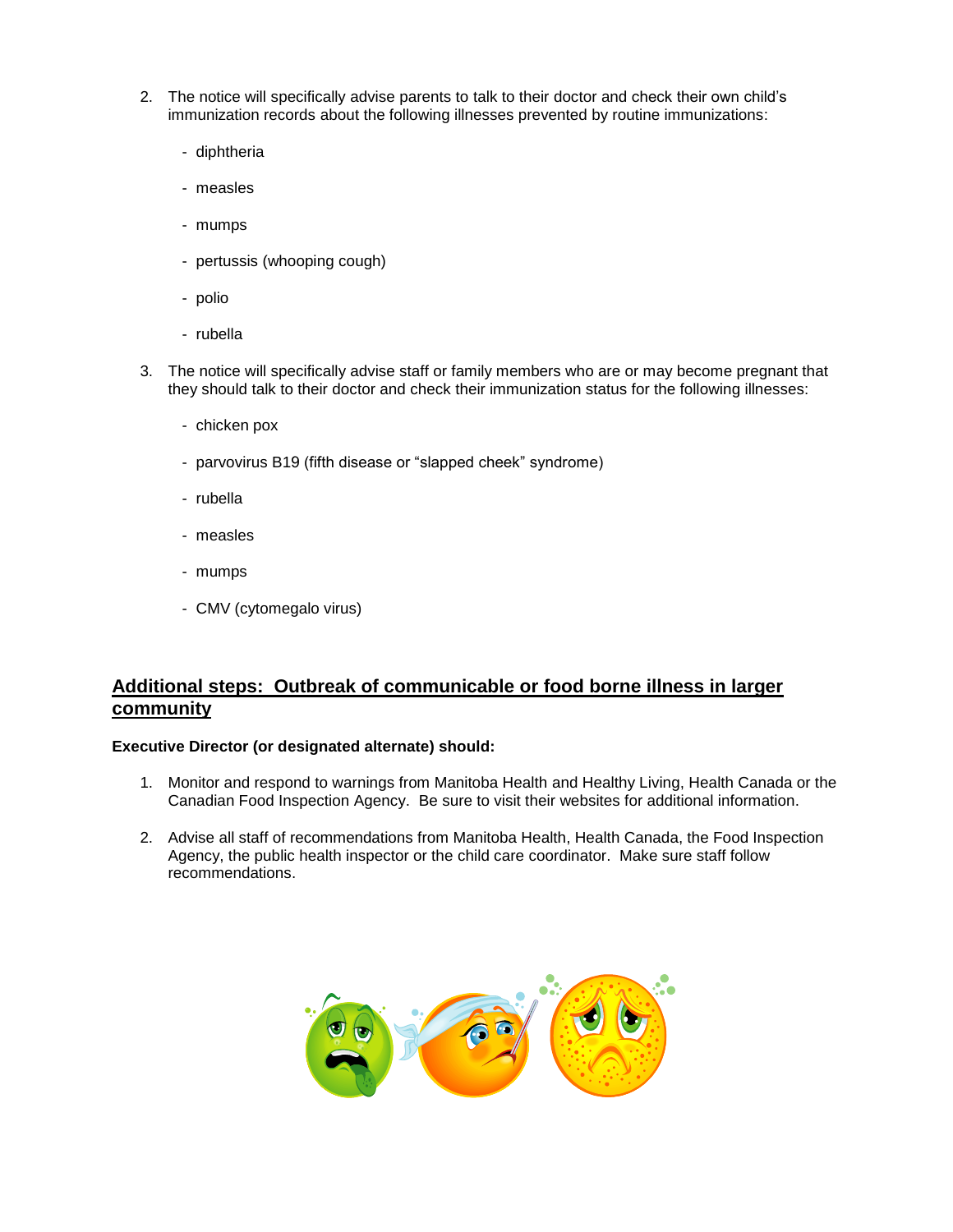2. The notice will specifically advise parents to talk to their doctor and check their own child's immunization records about the following illnesses prevented by routine immunizations:

   - diphtheria
   - measles
   - mumps
   - pertussis (whooping cough)
   - polio
   - rubella

3. The notice will specifically advise staff or family members who are or may become pregnant that they should talk to their doctor and check their immunization status for the following illnesses:

   - chicken pox
   - parvovirus B19 (fifth disease or "slapped cheek" syndrome)
   - rubella
   - measles
   - mumps
   - CMV (cytomegalo virus)

## Additional steps: Outbreak of communicable or food borne illness in larger community

**Executive Director (or designated alternate) should:**

1. Monitor and respond to warnings from Manitoba Health and Healthy Living, Health Canada or the Canadian Food Inspection Agency. Be sure to visit their websites for additional information.

2. Advise all staff of recommendations from Manitoba Health, Health Canada, the Food Inspection Agency, the public health inspector or the child care coordinator. Make sure staff follow recommendations.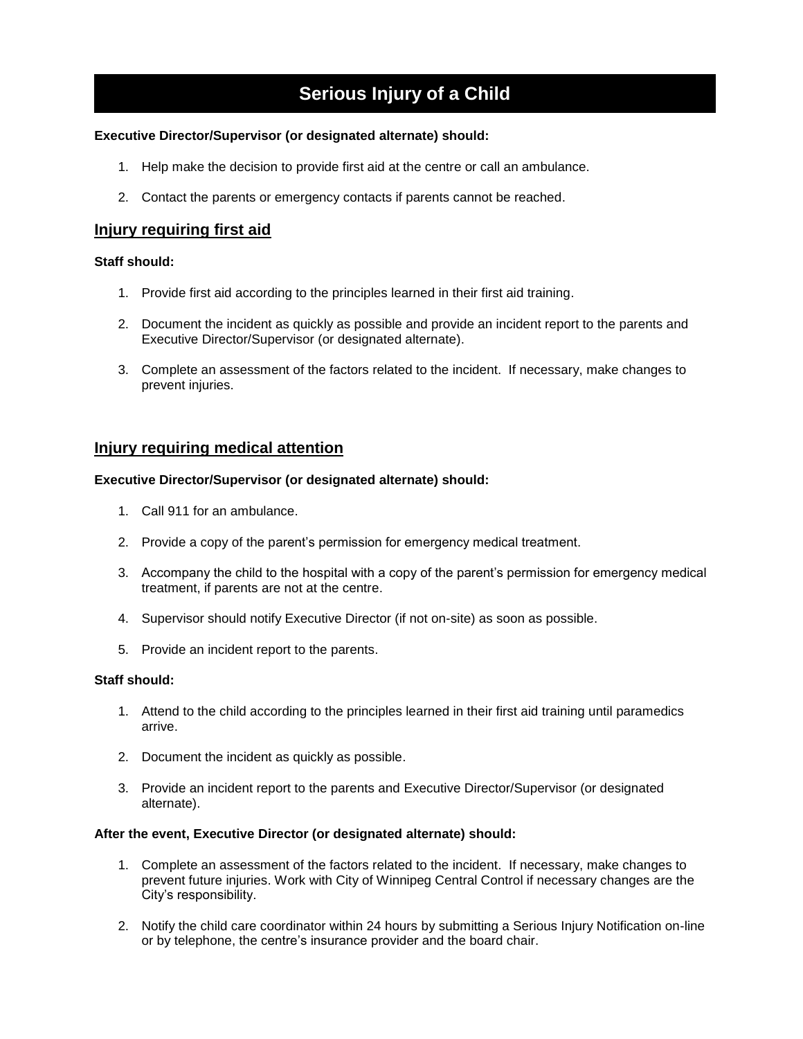# Serious Injury of a Child

**Executive Director/Supervisor (or designated alternate) should:**

1. Help make the decision to provide first aid at the centre or call an ambulance.
2. Contact the parents or emergency contacts if parents cannot be reached.

## Injury requiring first aid

**Staff should:**

1. Provide first aid according to the principles learned in their first aid training.
2. Document the incident as quickly as possible and provide an incident report to the parents and Executive Director/Supervisor (or designated alternate).
3. Complete an assessment of the factors related to the incident. If necessary, make changes to prevent injuries.

## Injury requiring medical attention

**Executive Director/Supervisor (or designated alternate) should:**

1. Call 911 for an ambulance.
2. Provide a copy of the parent's permission for emergency medical treatment.
3. Accompany the child to the hospital with a copy of the parent's permission for emergency medical treatment, if parents are not at the centre.
4. Supervisor should notify Executive Director (if not on-site) as soon as possible.
5. Provide an incident report to the parents.

**Staff should:**

1. Attend to the child according to the principles learned in their first aid training until paramedics arrive.
2. Document the incident as quickly as possible.
3. Provide an incident report to the parents and Executive Director/Supervisor (or designated alternate).

**After the event, Executive Director (or designated alternate) should:**

1. Complete an assessment of the factors related to the incident. If necessary, make changes to prevent future injuries. Work with City of Winnipeg Central Control if necessary changes are the City's responsibility.
2. Notify the child care coordinator within 24 hours by submitting a Serious Injury Notification on-line or by telephone, the centre's insurance provider and the board chair.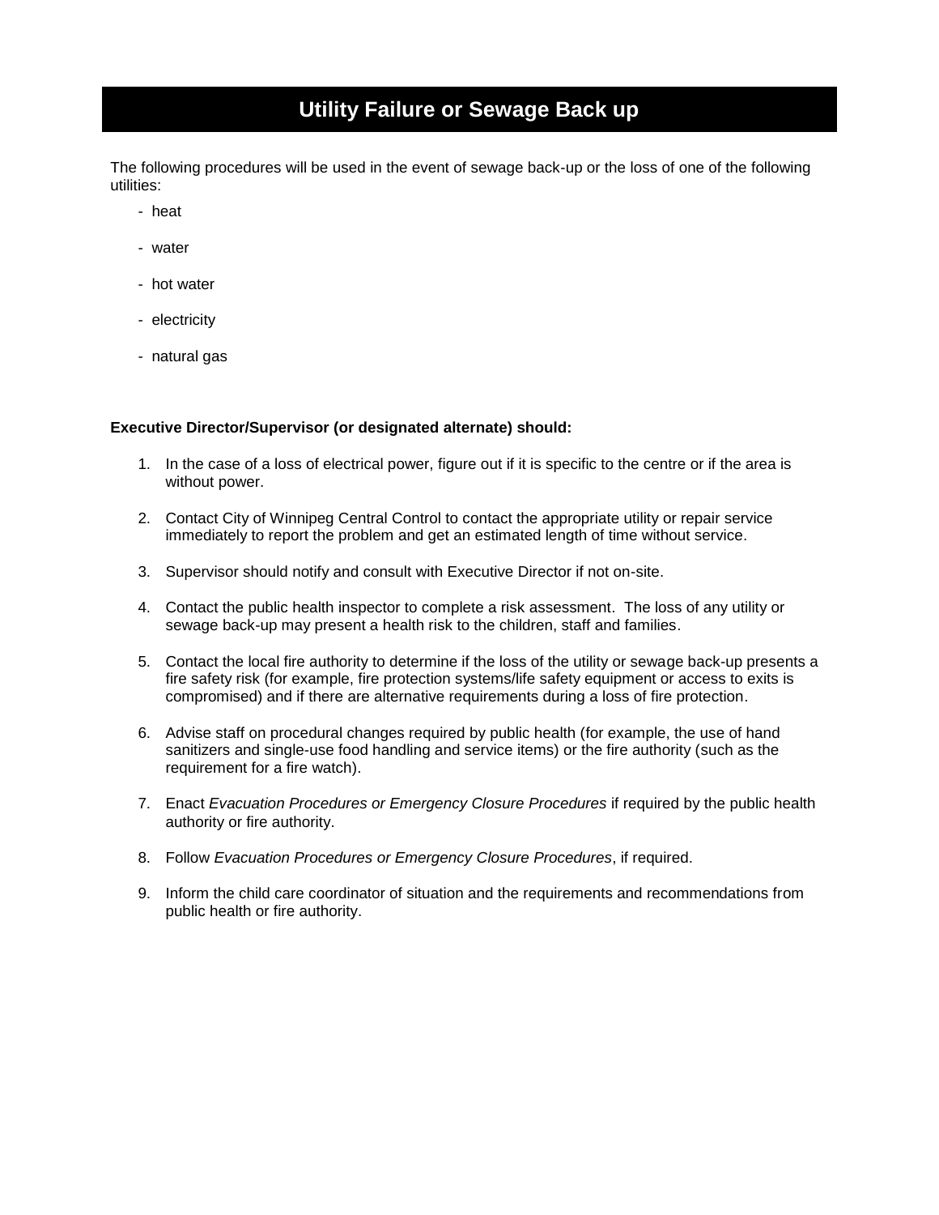# Utility Failure or Sewage Back up

The following procedures will be used in the event of sewage back-up or the loss of one of the following utilities:

- heat
- water
- hot water
- electricity
- natural gas

**Executive Director/Supervisor (or designated alternate) should:**

1. In the case of a loss of electrical power, figure out if it is specific to the centre or if the area is without power.
2. Contact City of Winnipeg Central Control to contact the appropriate utility or repair service immediately to report the problem and get an estimated length of time without service.
3. Supervisor should notify and consult with Executive Director if not on-site.
4. Contact the public health inspector to complete a risk assessment. The loss of any utility or sewage back-up may present a health risk to the children, staff and families.
5. Contact the local fire authority to determine if the loss of the utility or sewage back-up presents a fire safety risk (for example, fire protection systems/life safety equipment or access to exits is compromised) and if there are alternative requirements during a loss of fire protection.
6. Advise staff on procedural changes required by public health (for example, the use of hand sanitizers and single-use food handling and service items) or the fire authority (such as the requirement for a fire watch).
7. Enact *Evacuation Procedures or Emergency Closure Procedures* if required by the public health authority or fire authority.
8. Follow *Evacuation Procedures or Emergency Closure Procedures*, if required.
9. Inform the child care coordinator of situation and the requirements and recommendations from public health or fire authority.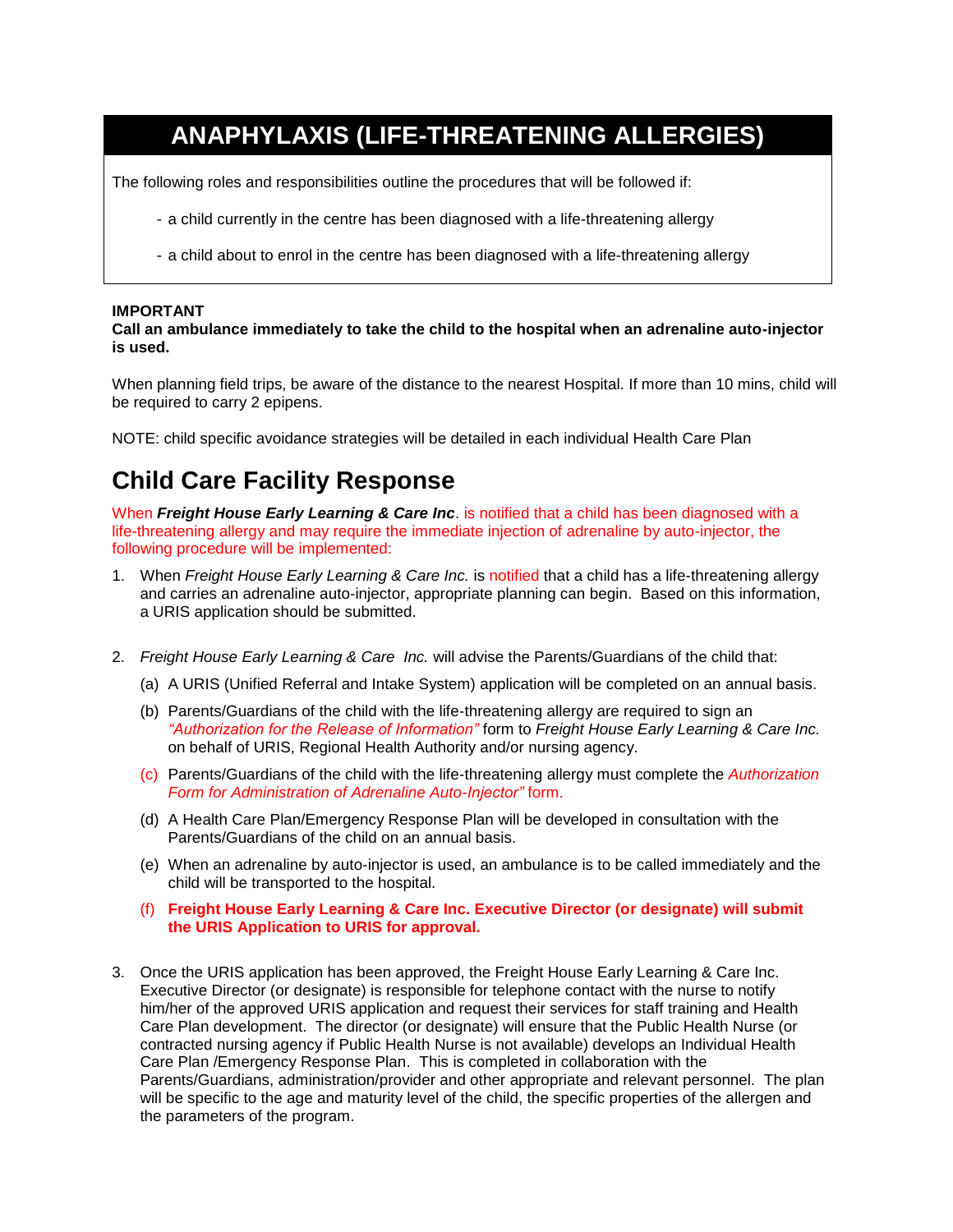# ANAPHYLAXIS (LIFE-THREATENING ALLERGIES)

The following roles and responsibilities outline the procedures that will be followed if:

- a child currently in the centre has been diagnosed with a life-threatening allergy
- a child about to enrol in the centre has been diagnosed with a life-threatening allergy

**IMPORTANT**
**Call an ambulance immediately to take the child to the hospital when an adrenaline auto-injector is used.**

When planning field trips, be aware of the distance to the nearest Hospital. If more than 10 mins, child will be required to carry 2 epipens.

NOTE: child specific avoidance strategies will be detailed in each individual Health Care Plan

## Child Care Facility Response

When ***Freight House Early Learning & Care Inc***. is notified that a child has been diagnosed with a life-threatening allergy and may require the immediate injection of adrenaline by auto-injector, the following procedure will be implemented:

1. When *Freight House Early Learning & Care Inc.* is notified that a child has a life-threatening allergy and carries an adrenaline auto-injector, appropriate planning can begin. Based on this information, a URIS application should be submitted.

2. *Freight House Early Learning & Care Inc.* will advise the Parents/Guardians of the child that:
   (a) A URIS (Unified Referral and Intake System) application will be completed on an annual basis.
   (b) Parents/Guardians of the child with the life-threatening allergy are required to sign an *"Authorization for the Release of Information"* form to *Freight House Early Learning & Care Inc.* on behalf of URIS, Regional Health Authority and/or nursing agency.
   (c) Parents/Guardians of the child with the life-threatening allergy must complete the *Authorization Form for Administration of Adrenaline Auto-Injector"* form.
   (d) A Health Care Plan/Emergency Response Plan will be developed in consultation with the Parents/Guardians of the child on an annual basis.
   (e) When an adrenaline by auto-injector is used, an ambulance is to be called immediately and the child will be transported to the hospital.
   (f) **Freight House Early Learning & Care Inc. Executive Director (or designate) will submit the URIS Application to URIS for approval.**

3. Once the URIS application has been approved, the Freight House Early Learning & Care Inc. Executive Director (or designate) is responsible for telephone contact with the nurse to notify him/her of the approved URIS application and request their services for staff training and Health Care Plan development. The director (or designate) will ensure that the Public Health Nurse (or contracted nursing agency if Public Health Nurse is not available) develops an Individual Health Care Plan /Emergency Response Plan. This is completed in collaboration with the Parents/Guardians, administration/provider and other appropriate and relevant personnel. The plan will be specific to the age and maturity level of the child, the specific properties of the allergen and the parameters of the program.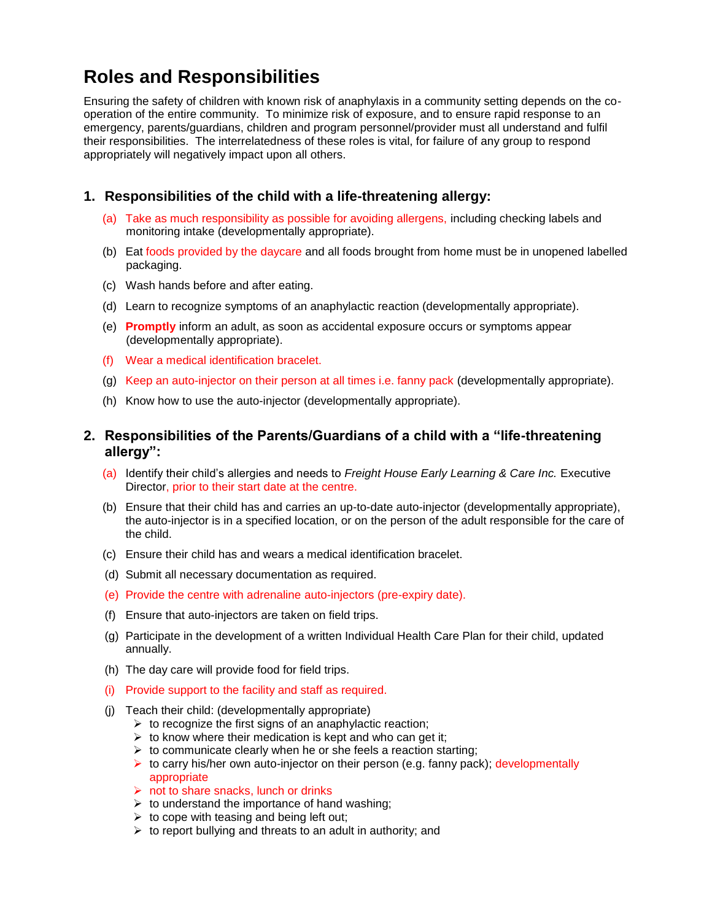# Roles and Responsibilities

Ensuring the safety of children with known risk of anaphylaxis in a community setting depends on the co-operation of the entire community. To minimize risk of exposure, and to ensure rapid response to an emergency, parents/guardians, children and program personnel/provider must all understand and fulfil their responsibilities. The interrelatedness of these roles is vital, for failure of any group to respond appropriately will negatively impact upon all others.

## 1. Responsibilities of the child with a life-threatening allergy:

(a) Take as much responsibility as possible for avoiding allergens, including checking labels and monitoring intake (developmentally appropriate).

(b) Eat foods provided by the daycare and all foods brought from home must be in unopened labelled packaging.

(c) Wash hands before and after eating.

(d) Learn to recognize symptoms of an anaphylactic reaction (developmentally appropriate).

(e) **Promptly** inform an adult, as soon as accidental exposure occurs or symptoms appear (developmentally appropriate).

(f) Wear a medical identification bracelet.

(g) Keep an auto-injector on their person at all times i.e. fanny pack (developmentally appropriate).

(h) Know how to use the auto-injector (developmentally appropriate).

## 2. Responsibilities of the Parents/Guardians of a child with a "life-threatening allergy":

(a) Identify their child's allergies and needs to *Freight House Early Learning & Care Inc.* Executive Director, prior to their start date at the centre.

(b) Ensure that their child has and carries an up-to-date auto-injector (developmentally appropriate), the auto-injector is in a specified location, or on the person of the adult responsible for the care of the child.

(c) Ensure their child has and wears a medical identification bracelet.

(d) Submit all necessary documentation as required.

(e) Provide the centre with adrenaline auto-injectors (pre-expiry date).

(f) Ensure that auto-injectors are taken on field trips.

(g) Participate in the development of a written Individual Health Care Plan for their child, updated annually.

(h) The day care will provide food for field trips.

(i) Provide support to the facility and staff as required.

(j) Teach their child: (developmentally appropriate)
- to recognize the first signs of an anaphylactic reaction;
- to know where their medication is kept and who can get it;
- to communicate clearly when he or she feels a reaction starting;
- to carry his/her own auto-injector on their person (e.g. fanny pack); developmentally appropriate
- not to share snacks, lunch or drinks
- to understand the importance of hand washing;
- to cope with teasing and being left out;
- to report bullying and threats to an adult in authority; and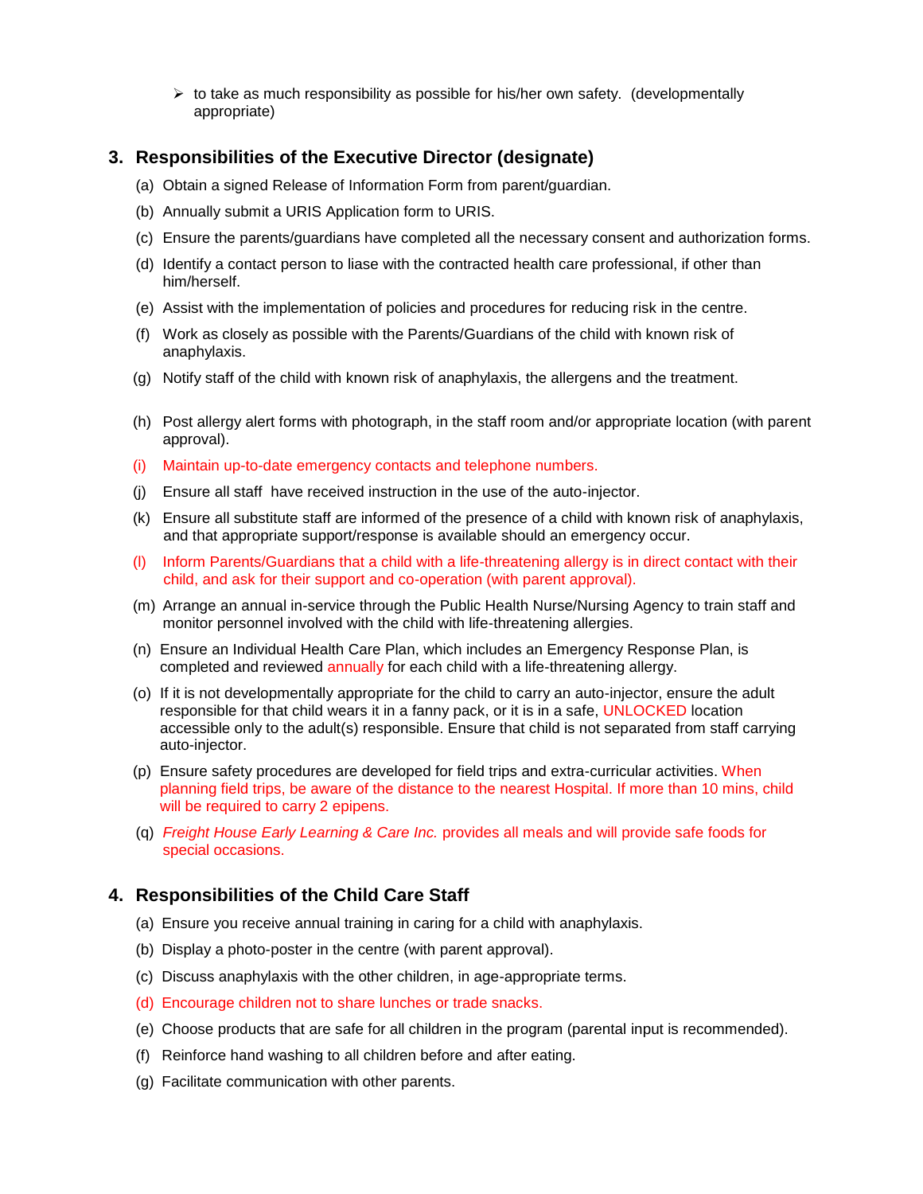- to take as much responsibility as possible for his/her own safety. (developmentally appropriate)

## 3. Responsibilities of the Executive Director (designate)

(a) Obtain a signed Release of Information Form from parent/guardian.

(b) Annually submit a URIS Application form to URIS.

(c) Ensure the parents/guardians have completed all the necessary consent and authorization forms.

(d) Identify a contact person to liase with the contracted health care professional, if other than him/herself.

(e) Assist with the implementation of policies and procedures for reducing risk in the centre.

(f) Work as closely as possible with the Parents/Guardians of the child with known risk of anaphylaxis.

(g) Notify staff of the child with known risk of anaphylaxis, the allergens and the treatment.

(h) Post allergy alert forms with photograph, in the staff room and/or appropriate location (with parent approval).

(i) Maintain up-to-date emergency contacts and telephone numbers.

(j) Ensure all staff have received instruction in the use of the auto-injector.

(k) Ensure all substitute staff are informed of the presence of a child with known risk of anaphylaxis, and that appropriate support/response is available should an emergency occur.

(l) Inform Parents/Guardians that a child with a life-threatening allergy is in direct contact with their child, and ask for their support and co-operation (with parent approval).

(m) Arrange an annual in-service through the Public Health Nurse/Nursing Agency to train staff and monitor personnel involved with the child with life-threatening allergies.

(n) Ensure an Individual Health Care Plan, which includes an Emergency Response Plan, is completed and reviewed annually for each child with a life-threatening allergy.

(o) If it is not developmentally appropriate for the child to carry an auto-injector, ensure the adult responsible for that child wears it in a fanny pack, or it is in a safe, UNLOCKED location accessible only to the adult(s) responsible. Ensure that child is not separated from staff carrying auto-injector.

(p) Ensure safety procedures are developed for field trips and extra-curricular activities. When planning field trips, be aware of the distance to the nearest Hospital. If more than 10 mins, child will be required to carry 2 epipens.

(q) *Freight House Early Learning & Care Inc.* provides all meals and will provide safe foods for special occasions.

## 4. Responsibilities of the Child Care Staff

(a) Ensure you receive annual training in caring for a child with anaphylaxis.

(b) Display a photo-poster in the centre (with parent approval).

(c) Discuss anaphylaxis with the other children, in age-appropriate terms.

(d) Encourage children not to share lunches or trade snacks.

(e) Choose products that are safe for all children in the program (parental input is recommended).

(f) Reinforce hand washing to all children before and after eating.

(g) Facilitate communication with other parents.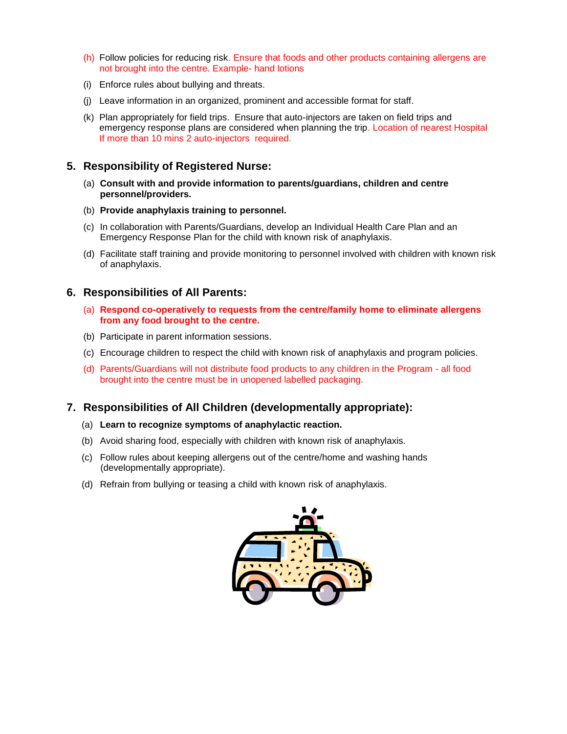(h) Follow policies for reducing risk. Ensure that foods and other products containing allergens are not brought into the centre. Example- hand lotions

(i) Enforce rules about bullying and threats.

(j) Leave information in an organized, prominent and accessible format for staff.

(k) Plan appropriately for field trips. Ensure that auto-injectors are taken on field trips and emergency response plans are considered when planning the trip. Location of nearest Hospital If more than 10 mins 2 auto-injectors required.

## 5. Responsibility of Registered Nurse:

(a) **Consult with and provide information to parents/guardians, children and centre personnel/providers.**

(b) **Provide anaphylaxis training to personnel.**

(c) In collaboration with Parents/Guardians, develop an Individual Health Care Plan and an Emergency Response Plan for the child with known risk of anaphylaxis.

(d) Facilitate staff training and provide monitoring to personnel involved with children with known risk of anaphylaxis.

## 6. Responsibilities of All Parents:

(a) **Respond co-operatively to requests from the centre/family home to eliminate allergens from any food brought to the centre.**

(b) Participate in parent information sessions.

(c) Encourage children to respect the child with known risk of anaphylaxis and program policies.

(d) Parents/Guardians will not distribute food products to any children in the Program - all food brought into the centre must be in unopened labelled packaging.

## 7. Responsibilities of All Children (developmentally appropriate):

(a) **Learn to recognize symptoms of anaphylactic reaction.**

(b) Avoid sharing food, especially with children with known risk of anaphylaxis.

(c) Follow rules about keeping allergens out of the centre/home and washing hands (developmentally appropriate).

(d) Refrain from bullying or teasing a child with known risk of anaphylaxis.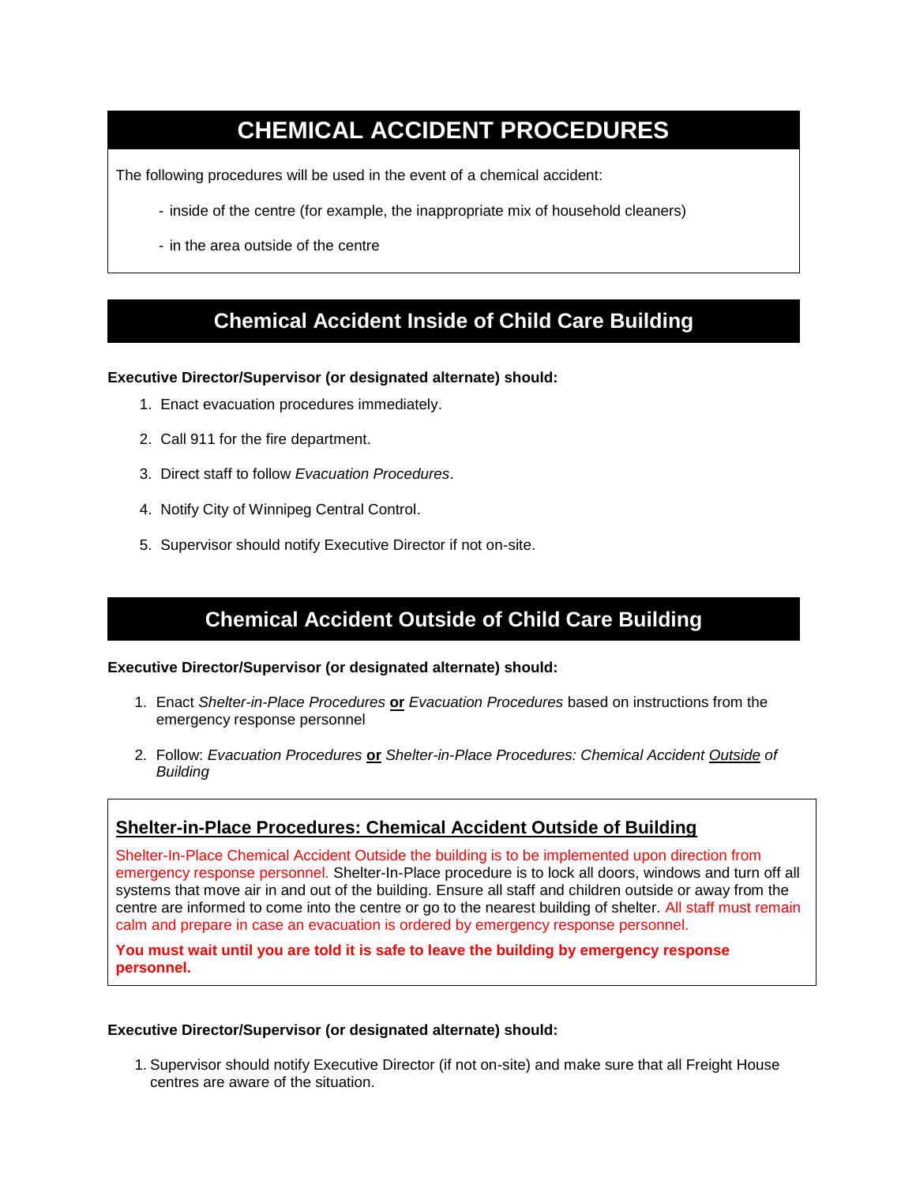# CHEMICAL ACCIDENT PROCEDURES

The following procedures will be used in the event of a chemical accident:

- inside of the centre (for example, the inappropriate mix of household cleaners)
- in the area outside of the centre

## Chemical Accident Inside of Child Care Building

**Executive Director/Supervisor (or designated alternate) should:**

1. Enact evacuation procedures immediately.
2. Call 911 for the fire department.
3. Direct staff to follow *Evacuation Procedures*.
4. Notify City of Winnipeg Central Control.
5. Supervisor should notify Executive Director if not on-site.

## Chemical Accident Outside of Child Care Building

**Executive Director/Supervisor (or designated alternate) should:**

1. Enact *Shelter-in-Place Procedures* **or** *Evacuation Procedures* based on instructions from the emergency response personnel
2. Follow: *Evacuation Procedures* **or** *Shelter-in-Place Procedures: Chemical Accident Outside of Building*

### Shelter-in-Place Procedures: Chemical Accident Outside of Building

Shelter-In-Place Chemical Accident Outside the building is to be implemented upon direction from emergency response personnel. Shelter-In-Place procedure is to lock all doors, windows and turn off all systems that move air in and out of the building. Ensure all staff and children outside or away from the centre are informed to come into the centre or go to the nearest building of shelter. All staff must remain calm and prepare in case an evacuation is ordered by emergency response personnel.

**You must wait until you are told it is safe to leave the building by emergency response personnel.**

**Executive Director/Supervisor (or designated alternate) should:**

1. Supervisor should notify Executive Director (if not on-site) and make sure that all Freight House centres are aware of the situation.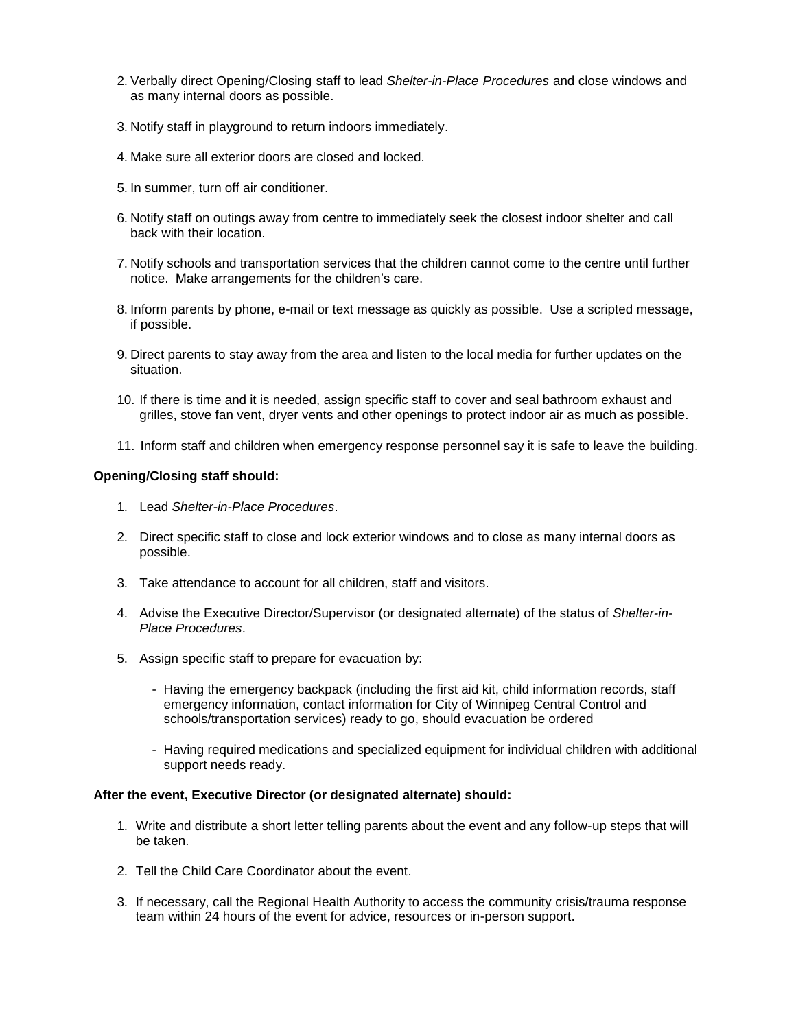2. Verbally direct Opening/Closing staff to lead *Shelter-in-Place Procedures* and close windows and as many internal doors as possible.

3. Notify staff in playground to return indoors immediately.

4. Make sure all exterior doors are closed and locked.

5. In summer, turn off air conditioner.

6. Notify staff on outings away from centre to immediately seek the closest indoor shelter and call back with their location.

7. Notify schools and transportation services that the children cannot come to the centre until further notice. Make arrangements for the children's care.

8. Inform parents by phone, e-mail or text message as quickly as possible. Use a scripted message, if possible.

9. Direct parents to stay away from the area and listen to the local media for further updates on the situation.

10. If there is time and it is needed, assign specific staff to cover and seal bathroom exhaust and grilles, stove fan vent, dryer vents and other openings to protect indoor air as much as possible.

11. Inform staff and children when emergency response personnel say it is safe to leave the building.

**Opening/Closing staff should:**

1. Lead *Shelter-in-Place Procedures*.

2. Direct specific staff to close and lock exterior windows and to close as many internal doors as possible.

3. Take attendance to account for all children, staff and visitors.

4. Advise the Executive Director/Supervisor (or designated alternate) of the status of *Shelter-in-Place Procedures*.

5. Assign specific staff to prepare for evacuation by:

   - Having the emergency backpack (including the first aid kit, child information records, staff emergency information, contact information for City of Winnipeg Central Control and schools/transportation services) ready to go, should evacuation be ordered

   - Having required medications and specialized equipment for individual children with additional support needs ready.

**After the event, Executive Director (or designated alternate) should:**

1. Write and distribute a short letter telling parents about the event and any follow-up steps that will be taken.

2. Tell the Child Care Coordinator about the event.

3. If necessary, call the Regional Health Authority to access the community crisis/trauma response team within 24 hours of the event for advice, resources or in-person support.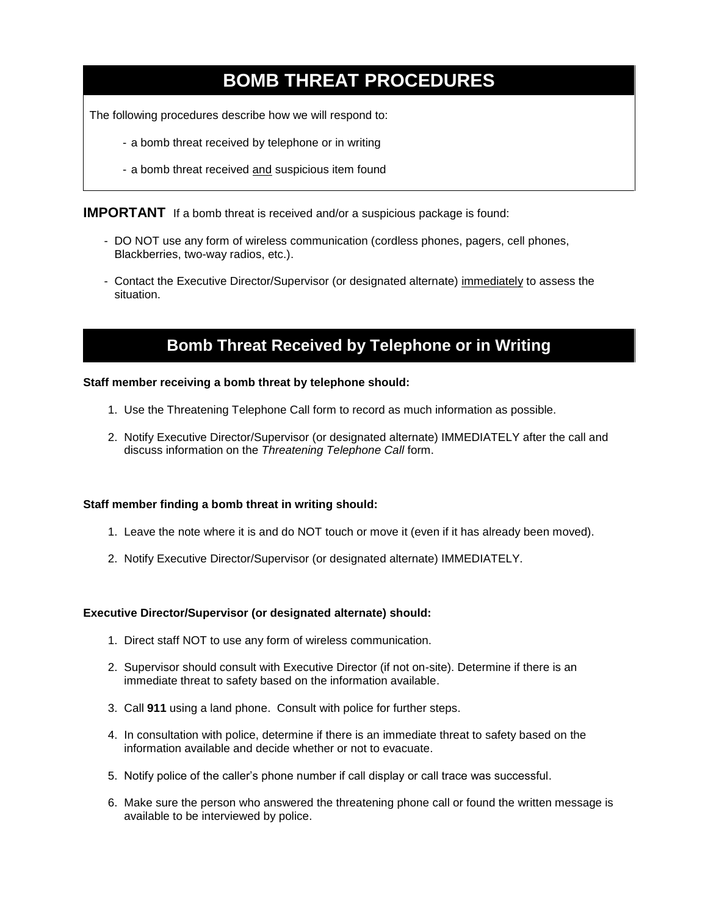# BOMB THREAT PROCEDURES

The following procedures describe how we will respond to:

- a bomb threat received by telephone or in writing
- a bomb threat received <u>and</u> suspicious item found

**IMPORTANT** If a bomb threat is received and/or a suspicious package is found:

- DO NOT use any form of wireless communication (cordless phones, pagers, cell phones, Blackberries, two-way radios, etc.).
- Contact the Executive Director/Supervisor (or designated alternate) <u>immediately</u> to assess the situation.

## Bomb Threat Received by Telephone or in Writing

**Staff member receiving a bomb threat by telephone should:**

1. Use the Threatening Telephone Call form to record as much information as possible.
2. Notify Executive Director/Supervisor (or designated alternate) IMMEDIATELY after the call and discuss information on the *Threatening Telephone Call* form.

**Staff member finding a bomb threat in writing should:**

1. Leave the note where it is and do NOT touch or move it (even if it has already been moved).
2. Notify Executive Director/Supervisor (or designated alternate) IMMEDIATELY.

**Executive Director/Supervisor (or designated alternate) should:**

1. Direct staff NOT to use any form of wireless communication.
2. Supervisor should consult with Executive Director (if not on-site). Determine if there is an immediate threat to safety based on the information available.
3. Call **911** using a land phone. Consult with police for further steps.
4. In consultation with police, determine if there is an immediate threat to safety based on the information available and decide whether or not to evacuate.
5. Notify police of the caller's phone number if call display or call trace was successful.
6. Make sure the person who answered the threatening phone call or found the written message is available to be interviewed by police.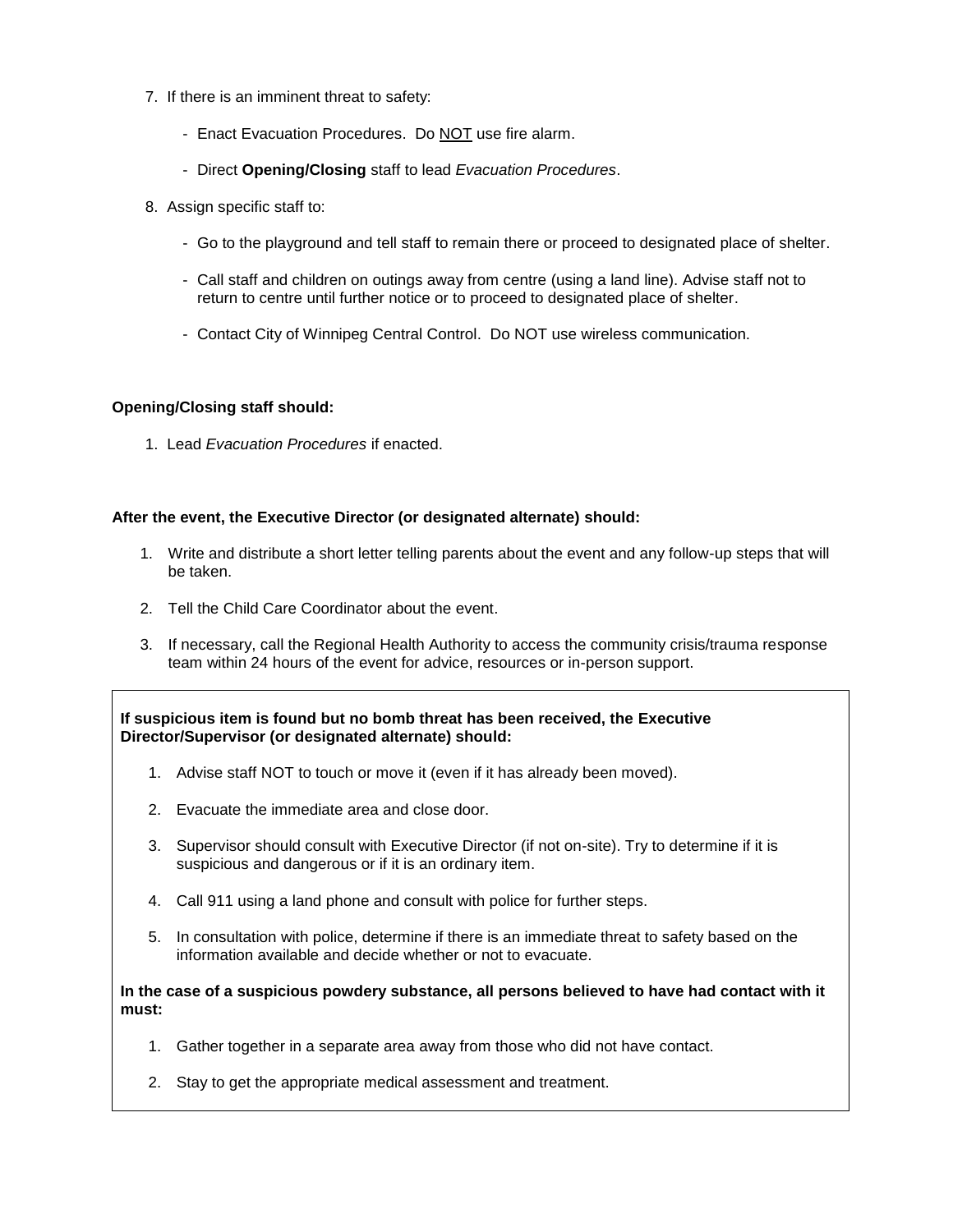7. If there is an imminent threat to safety:

   - Enact Evacuation Procedures. Do <u>NOT</u> use fire alarm.

   - Direct **Opening/Closing** staff to lead *Evacuation Procedures*.

8. Assign specific staff to:

   - Go to the playground and tell staff to remain there or proceed to designated place of shelter.

   - Call staff and children on outings away from centre (using a land line). Advise staff not to return to centre until further notice or to proceed to designated place of shelter.

   - Contact City of Winnipeg Central Control. Do NOT use wireless communication.

**Opening/Closing staff should:**

1. Lead *Evacuation Procedures* if enacted.

**After the event, the Executive Director (or designated alternate) should:**

1. Write and distribute a short letter telling parents about the event and any follow-up steps that will be taken.

2. Tell the Child Care Coordinator about the event.

3. If necessary, call the Regional Health Authority to access the community crisis/trauma response team within 24 hours of the event for advice, resources or in-person support.

**If suspicious item is found but no bomb threat has been received, the Executive Director/Supervisor (or designated alternate) should:**

1. Advise staff NOT to touch or move it (even if it has already been moved).

2. Evacuate the immediate area and close door.

3. Supervisor should consult with Executive Director (if not on-site). Try to determine if it is suspicious and dangerous or if it is an ordinary item.

4. Call 911 using a land phone and consult with police for further steps.

5. In consultation with police, determine if there is an immediate threat to safety based on the information available and decide whether or not to evacuate.

**In the case of a suspicious powdery substance, all persons believed to have had contact with it must:**

1. Gather together in a separate area away from those who did not have contact.

2. Stay to get the appropriate medical assessment and treatment.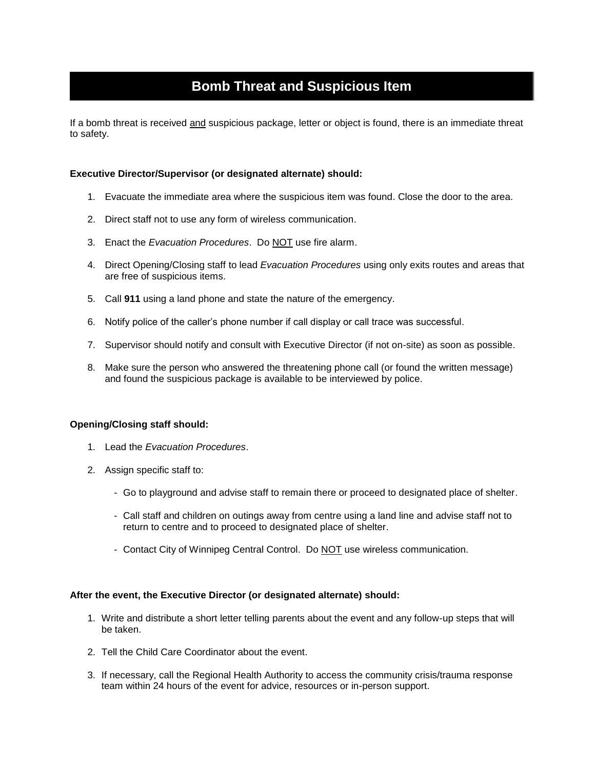# Bomb Threat and Suspicious Item

If a bomb threat is received and suspicious package, letter or object is found, there is an immediate threat to safety.

**Executive Director/Supervisor (or designated alternate) should:**

1. Evacuate the immediate area where the suspicious item was found. Close the door to the area.
2. Direct staff not to use any form of wireless communication.
3. Enact the *Evacuation Procedures*. Do NOT use fire alarm.
4. Direct Opening/Closing staff to lead *Evacuation Procedures* using only exits routes and areas that are free of suspicious items.
5. Call **911** using a land phone and state the nature of the emergency.
6. Notify police of the caller's phone number if call display or call trace was successful.
7. Supervisor should notify and consult with Executive Director (if not on-site) as soon as possible.
8. Make sure the person who answered the threatening phone call (or found the written message) and found the suspicious package is available to be interviewed by police.

**Opening/Closing staff should:**

1. Lead the *Evacuation Procedures*.
2. Assign specific staff to:
   - Go to playground and advise staff to remain there or proceed to designated place of shelter.
   - Call staff and children on outings away from centre using a land line and advise staff not to return to centre and to proceed to designated place of shelter.
   - Contact City of Winnipeg Central Control. Do NOT use wireless communication.

**After the event, the Executive Director (or designated alternate) should:**

1. Write and distribute a short letter telling parents about the event and any follow-up steps that will be taken.
2. Tell the Child Care Coordinator about the event.
3. If necessary, call the Regional Health Authority to access the community crisis/trauma response team within 24 hours of the event for advice, resources or in-person support.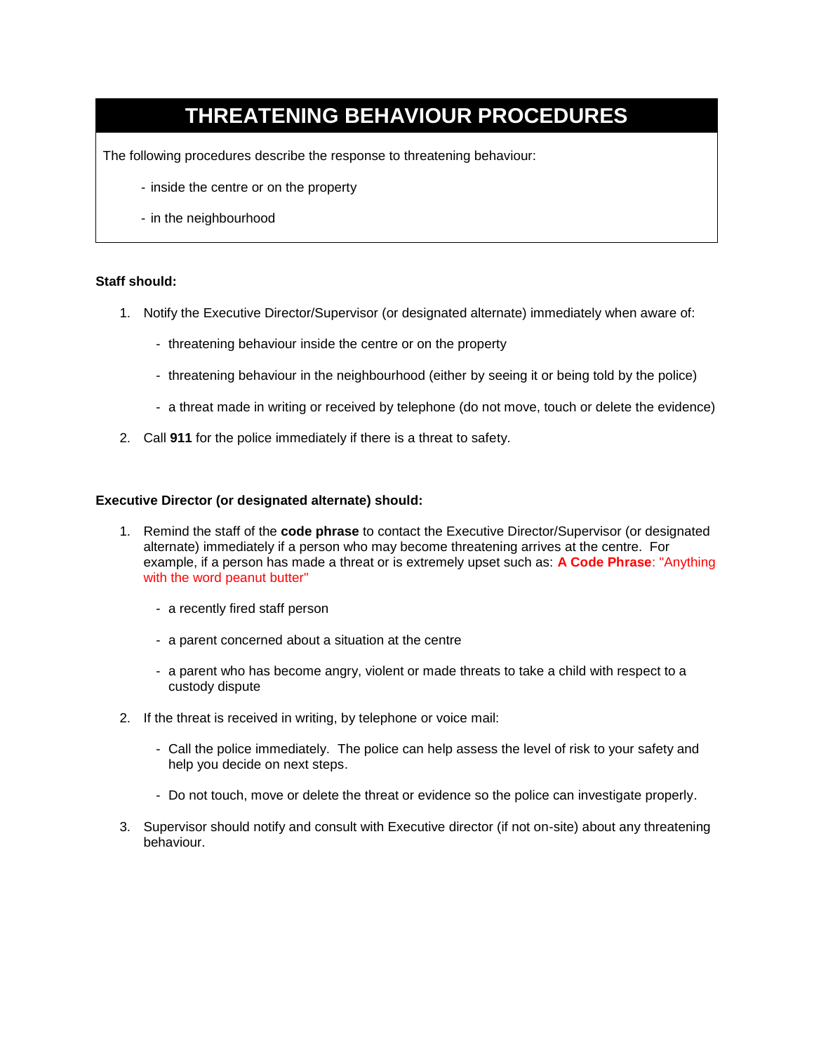# THREATENING BEHAVIOUR PROCEDURES

The following procedures describe the response to threatening behaviour:

- inside the centre or on the property
- in the neighbourhood

**Staff should:**

1. Notify the Executive Director/Supervisor (or designated alternate) immediately when aware of:
   - threatening behaviour inside the centre or on the property
   - threatening behaviour in the neighbourhood (either by seeing it or being told by the police)
   - a threat made in writing or received by telephone (do not move, touch or delete the evidence)
2. Call **911** for the police immediately if there is a threat to safety.

**Executive Director (or designated alternate) should:**

1. Remind the staff of the **code phrase** to contact the Executive Director/Supervisor (or designated alternate) immediately if a person who may become threatening arrives at the centre. For example, if a person has made a threat or is extremely upset such as: **A Code Phrase**: "Anything with the word peanut butter"
   - a recently fired staff person
   - a parent concerned about a situation at the centre
   - a parent who has become angry, violent or made threats to take a child with respect to a custody dispute
2. If the threat is received in writing, by telephone or voice mail:
   - Call the police immediately. The police can help assess the level of risk to your safety and help you decide on next steps.
   - Do not touch, move or delete the threat or evidence so the police can investigate properly.
3. Supervisor should notify and consult with Executive director (if not on-site) about any threatening behaviour.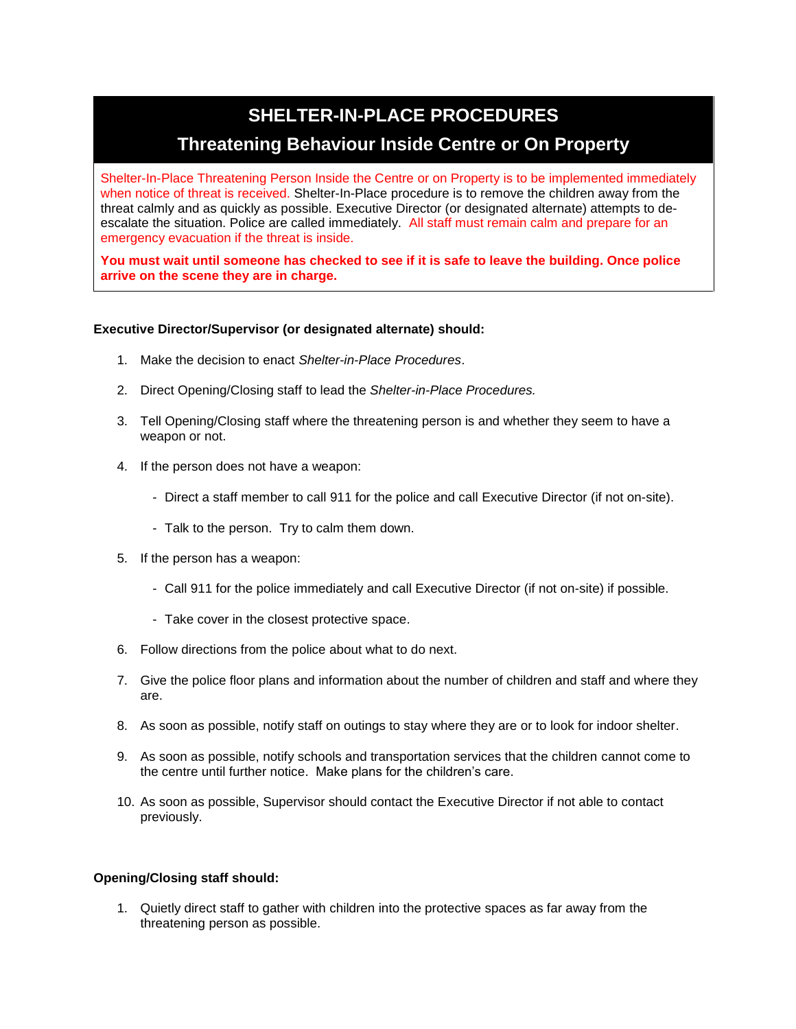# SHELTER-IN-PLACE PROCEDURES

## Threatening Behaviour Inside Centre or On Property

Shelter-In-Place Threatening Person Inside the Centre or on Property is to be implemented immediately when notice of threat is received. Shelter-In-Place procedure is to remove the children away from the threat calmly and as quickly as possible. Executive Director (or designated alternate) attempts to de-escalate the situation. Police are called immediately. All staff must remain calm and prepare for an emergency evacuation if the threat is inside.

**You must wait until someone has checked to see if it is safe to leave the building. Once police arrive on the scene they are in charge.**

**Executive Director/Supervisor (or designated alternate) should:**

1. Make the decision to enact *Shelter-in-Place Procedures*.
2. Direct Opening/Closing staff to lead the *Shelter-in-Place Procedures.*
3. Tell Opening/Closing staff where the threatening person is and whether they seem to have a weapon or not.
4. If the person does not have a weapon:
   - Direct a staff member to call 911 for the police and call Executive Director (if not on-site).
   - Talk to the person. Try to calm them down.
5. If the person has a weapon:
   - Call 911 for the police immediately and call Executive Director (if not on-site) if possible.
   - Take cover in the closest protective space.
6. Follow directions from the police about what to do next.
7. Give the police floor plans and information about the number of children and staff and where they are.
8. As soon as possible, notify staff on outings to stay where they are or to look for indoor shelter.
9. As soon as possible, notify schools and transportation services that the children cannot come to the centre until further notice. Make plans for the children's care.
10. As soon as possible, Supervisor should contact the Executive Director if not able to contact previously.

**Opening/Closing staff should:**

1. Quietly direct staff to gather with children into the protective spaces as far away from the threatening person as possible.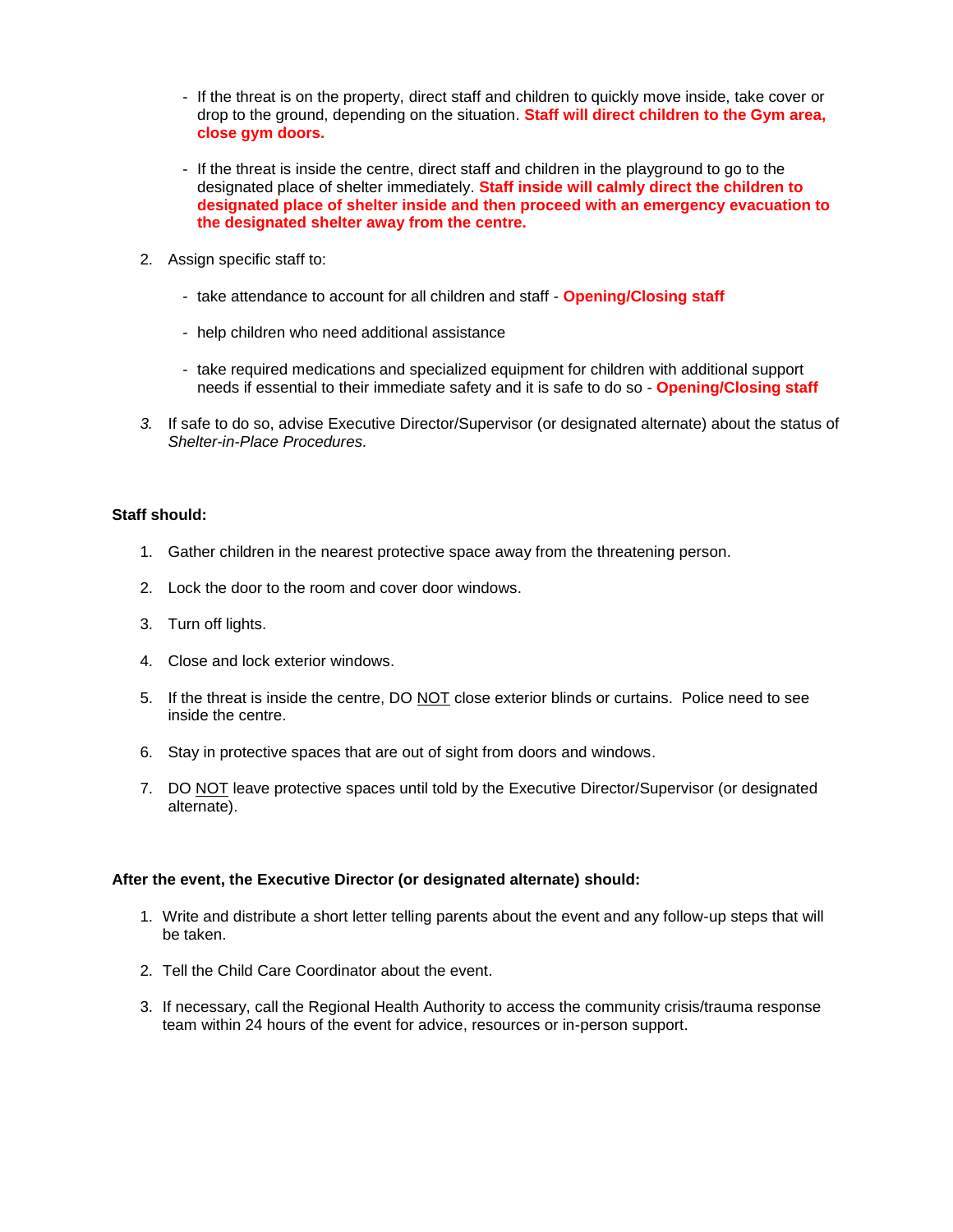- If the threat is on the property, direct staff and children to quickly move inside, take cover or drop to the ground, depending on the situation. **Staff will direct children to the Gym area, close gym doors.**

- If the threat is inside the centre, direct staff and children in the playground to go to the designated place of shelter immediately. **Staff inside will calmly direct the children to designated place of shelter inside and then proceed with an emergency evacuation to the designated shelter away from the centre.**

2. Assign specific staff to:

   - take attendance to account for all children and staff - **Opening/Closing staff**

   - help children who need additional assistance

   - take required medications and specialized equipment for children with additional support needs if essential to their immediate safety and it is safe to do so - **Opening/Closing staff**

3. If safe to do so, advise Executive Director/Supervisor (or designated alternate) about the status of *Shelter-in-Place Procedures.*

**Staff should:**

1. Gather children in the nearest protective space away from the threatening person.
2. Lock the door to the room and cover door windows.
3. Turn off lights.
4. Close and lock exterior windows.
5. If the threat is inside the centre, DO NOT close exterior blinds or curtains. Police need to see inside the centre.
6. Stay in protective spaces that are out of sight from doors and windows.
7. DO NOT leave protective spaces until told by the Executive Director/Supervisor (or designated alternate).

**After the event, the Executive Director (or designated alternate) should:**

1. Write and distribute a short letter telling parents about the event and any follow-up steps that will be taken.
2. Tell the Child Care Coordinator about the event.
3. If necessary, call the Regional Health Authority to access the community crisis/trauma response team within 24 hours of the event for advice, resources or in-person support.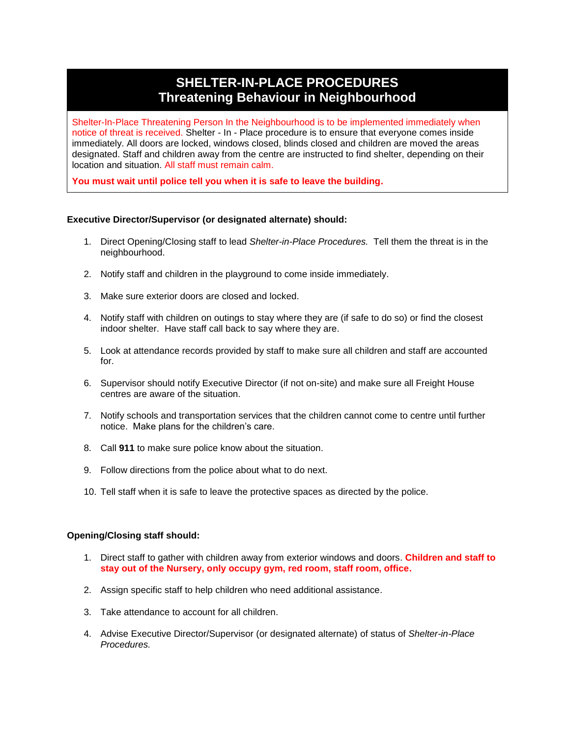# SHELTER-IN-PLACE PROCEDURES
## Threatening Behaviour in Neighbourhood

Shelter-In-Place Threatening Person In the Neighbourhood is to be implemented immediately when notice of threat is received. Shelter - In - Place procedure is to ensure that everyone comes inside immediately. All doors are locked, windows closed, blinds closed and children are moved the areas designated. Staff and children away from the centre are instructed to find shelter, depending on their location and situation. All staff must remain calm.

**You must wait until police tell you when it is safe to leave the building.**

**Executive Director/Supervisor (or designated alternate) should:**

1. Direct Opening/Closing staff to lead *Shelter-in-Place Procedures.* Tell them the threat is in the neighbourhood.
2. Notify staff and children in the playground to come inside immediately.
3. Make sure exterior doors are closed and locked.
4. Notify staff with children on outings to stay where they are (if safe to do so) or find the closest indoor shelter. Have staff call back to say where they are.
5. Look at attendance records provided by staff to make sure all children and staff are accounted for.
6. Supervisor should notify Executive Director (if not on-site) and make sure all Freight House centres are aware of the situation.
7. Notify schools and transportation services that the children cannot come to centre until further notice. Make plans for the children's care.
8. Call **911** to make sure police know about the situation.
9. Follow directions from the police about what to do next.
10. Tell staff when it is safe to leave the protective spaces as directed by the police.

**Opening/Closing staff should:**

1. Direct staff to gather with children away from exterior windows and doors. **Children and staff to stay out of the Nursery, only occupy gym, red room, staff room, office.**
2. Assign specific staff to help children who need additional assistance.
3. Take attendance to account for all children.
4. Advise Executive Director/Supervisor (or designated alternate) of status of *Shelter-in-Place Procedures.*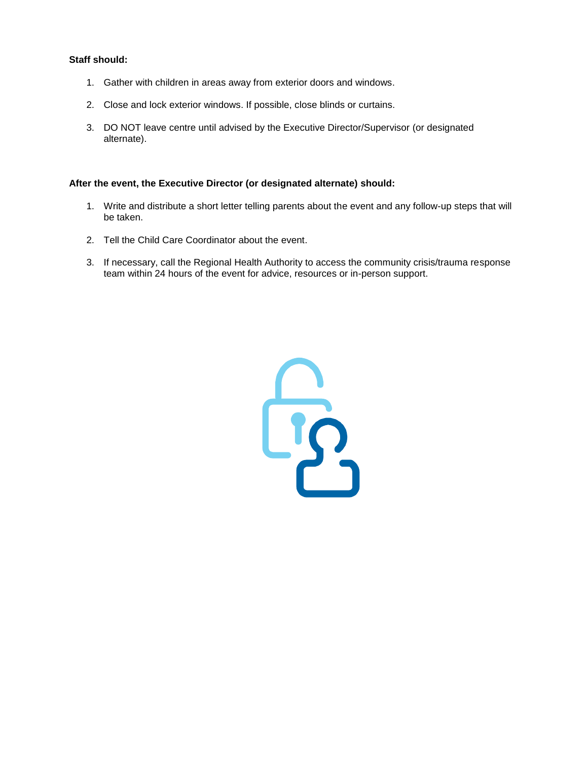**Staff should:**

1. Gather with children in areas away from exterior doors and windows.

2. Close and lock exterior windows. If possible, close blinds or curtains.

3. DO NOT leave centre until advised by the Executive Director/Supervisor (or designated alternate).

**After the event, the Executive Director (or designated alternate) should:**

1. Write and distribute a short letter telling parents about the event and any follow-up steps that will be taken.

2. Tell the Child Care Coordinator about the event.

3. If necessary, call the Regional Health Authority to access the community crisis/trauma response team within 24 hours of the event for advice, resources or in-person support.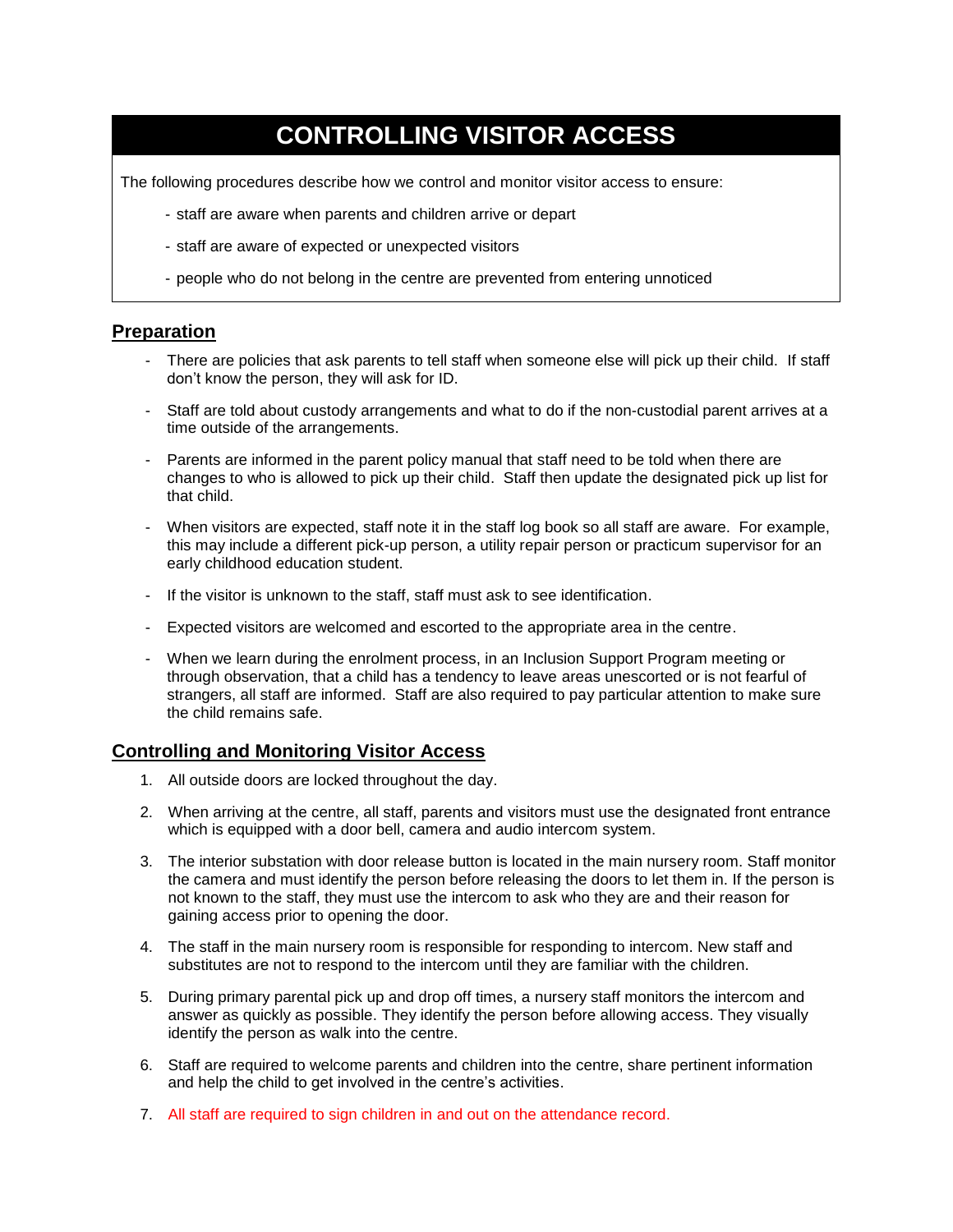# CONTROLLING VISITOR ACCESS

The following procedures describe how we control and monitor visitor access to ensure:

- staff are aware when parents and children arrive or depart
- staff are aware of expected or unexpected visitors
- people who do not belong in the centre are prevented from entering unnoticed

## Preparation

- There are policies that ask parents to tell staff when someone else will pick up their child. If staff don't know the person, they will ask for ID.
- Staff are told about custody arrangements and what to do if the non-custodial parent arrives at a time outside of the arrangements.
- Parents are informed in the parent policy manual that staff need to be told when there are changes to who is allowed to pick up their child. Staff then update the designated pick up list for that child.
- When visitors are expected, staff note it in the staff log book so all staff are aware. For example, this may include a different pick-up person, a utility repair person or practicum supervisor for an early childhood education student.
- If the visitor is unknown to the staff, staff must ask to see identification.
- Expected visitors are welcomed and escorted to the appropriate area in the centre.
- When we learn during the enrolment process, in an Inclusion Support Program meeting or through observation, that a child has a tendency to leave areas unescorted or is not fearful of strangers, all staff are informed. Staff are also required to pay particular attention to make sure the child remains safe.

## Controlling and Monitoring Visitor Access

1. All outside doors are locked throughout the day.
2. When arriving at the centre, all staff, parents and visitors must use the designated front entrance which is equipped with a door bell, camera and audio intercom system.
3. The interior substation with door release button is located in the main nursery room. Staff monitor the camera and must identify the person before releasing the doors to let them in. If the person is not known to the staff, they must use the intercom to ask who they are and their reason for gaining access prior to opening the door.
4. The staff in the main nursery room is responsible for responding to intercom. New staff and substitutes are not to respond to the intercom until they are familiar with the children.
5. During primary parental pick up and drop off times, a nursery staff monitors the intercom and answer as quickly as possible. They identify the person before allowing access. They visually identify the person as walk into the centre.
6. Staff are required to welcome parents and children into the centre, share pertinent information and help the child to get involved in the centre's activities.
7. All staff are required to sign children in and out on the attendance record.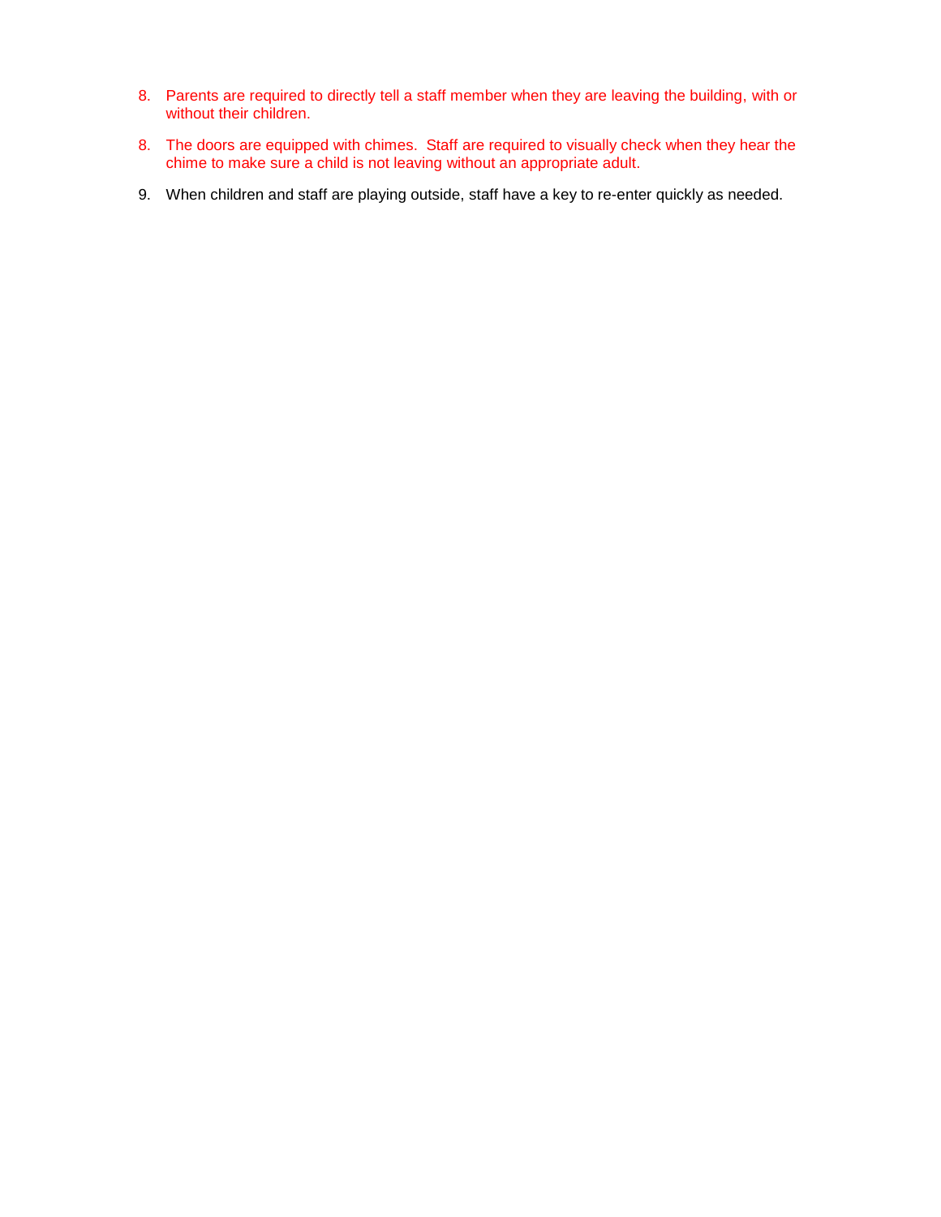8. Parents are required to directly tell a staff member when they are leaving the building, with or without their children.

8. The doors are equipped with chimes.  Staff are required to visually check when they hear the chime to make sure a child is not leaving without an appropriate adult.

9. When children and staff are playing outside, staff have a key to re-enter quickly as needed.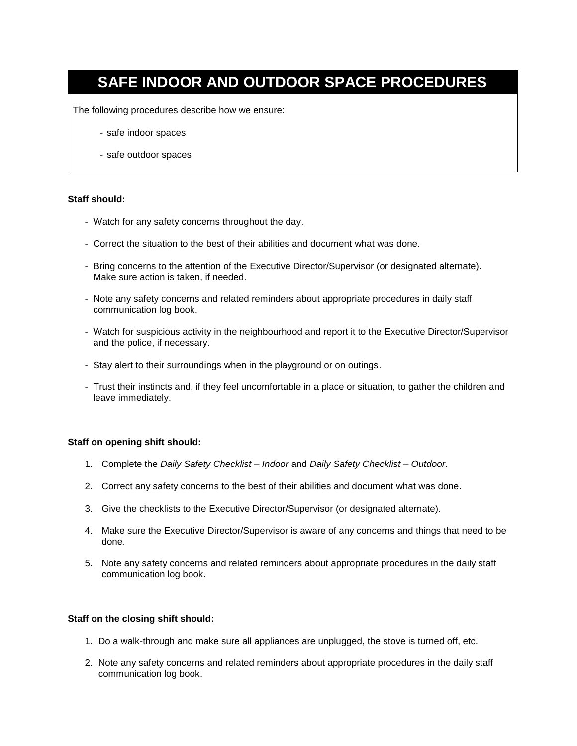# SAFE INDOOR AND OUTDOOR SPACE PROCEDURES

The following procedures describe how we ensure:

- safe indoor spaces
- safe outdoor spaces

**Staff should:**

- Watch for any safety concerns throughout the day.
- Correct the situation to the best of their abilities and document what was done.
- Bring concerns to the attention of the Executive Director/Supervisor (or designated alternate). Make sure action is taken, if needed.
- Note any safety concerns and related reminders about appropriate procedures in daily staff communication log book.
- Watch for suspicious activity in the neighbourhood and report it to the Executive Director/Supervisor and the police, if necessary.
- Stay alert to their surroundings when in the playground or on outings.
- Trust their instincts and, if they feel uncomfortable in a place or situation, to gather the children and leave immediately.

**Staff on opening shift should:**

1. Complete the *Daily Safety Checklist – Indoor* and *Daily Safety Checklist – Outdoor*.
2. Correct any safety concerns to the best of their abilities and document what was done.
3. Give the checklists to the Executive Director/Supervisor (or designated alternate).
4. Make sure the Executive Director/Supervisor is aware of any concerns and things that need to be done.
5. Note any safety concerns and related reminders about appropriate procedures in the daily staff communication log book.

**Staff on the closing shift should:**

1. Do a walk-through and make sure all appliances are unplugged, the stove is turned off, etc.
2. Note any safety concerns and related reminders about appropriate procedures in the daily staff communication log book.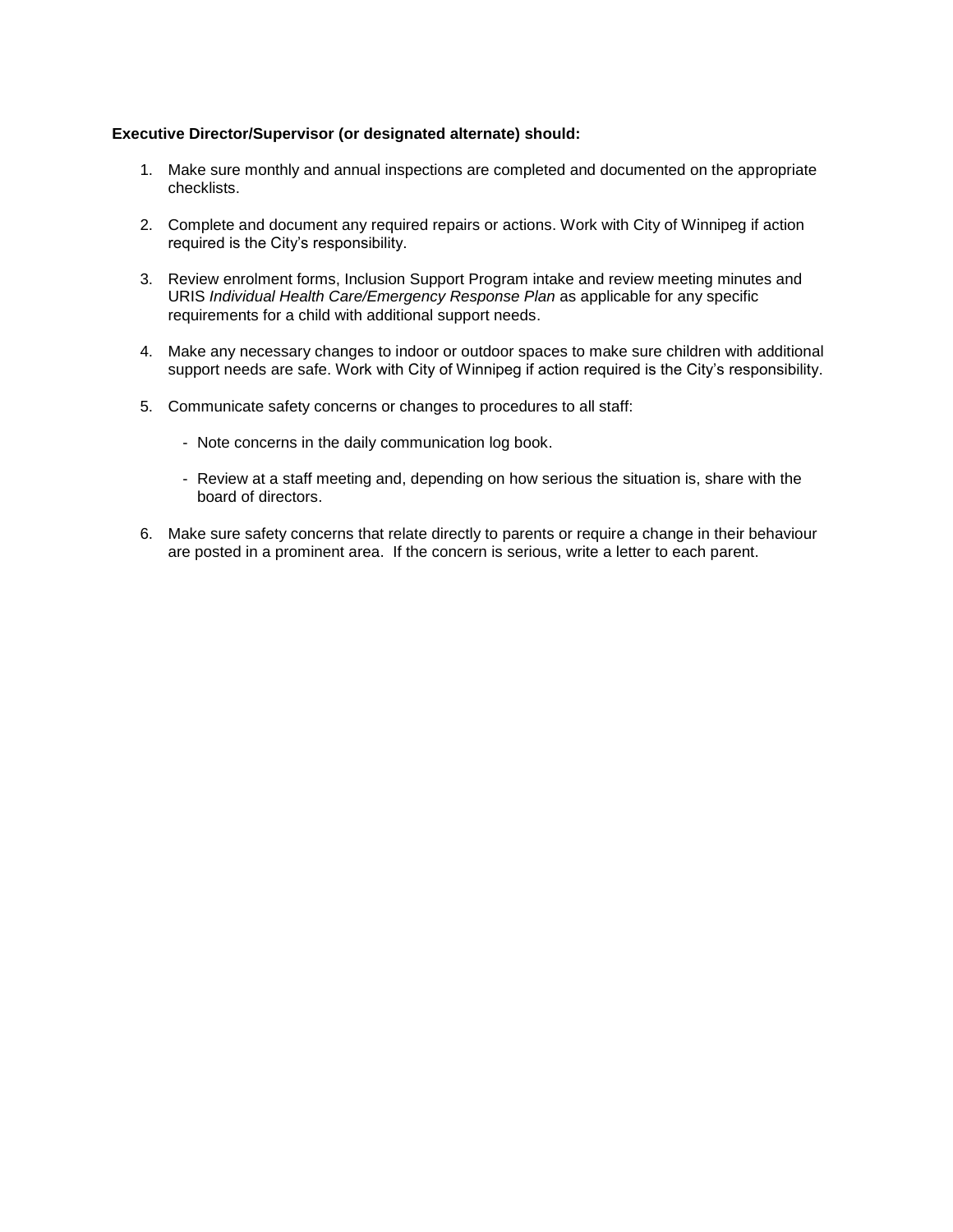**Executive Director/Supervisor (or designated alternate) should:**

1. Make sure monthly and annual inspections are completed and documented on the appropriate checklists.

2. Complete and document any required repairs or actions. Work with City of Winnipeg if action required is the City's responsibility.

3. Review enrolment forms, Inclusion Support Program intake and review meeting minutes and URIS *Individual Health Care/Emergency Response Plan* as applicable for any specific requirements for a child with additional support needs.

4. Make any necessary changes to indoor or outdoor spaces to make sure children with additional support needs are safe. Work with City of Winnipeg if action required is the City's responsibility.

5. Communicate safety concerns or changes to procedures to all staff:

   - Note concerns in the daily communication log book.

   - Review at a staff meeting and, depending on how serious the situation is, share with the board of directors.

6. Make sure safety concerns that relate directly to parents or require a change in their behaviour are posted in a prominent area. If the concern is serious, write a letter to each parent.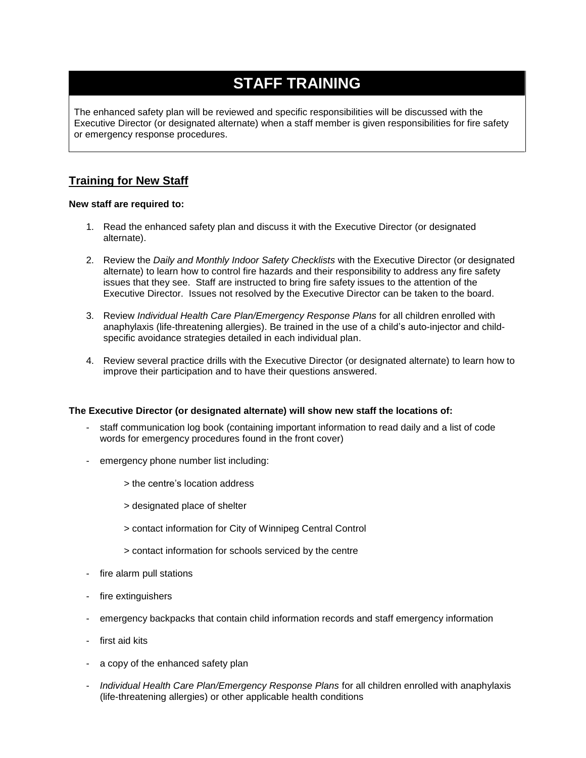# STAFF TRAINING

The enhanced safety plan will be reviewed and specific responsibilities will be discussed with the Executive Director (or designated alternate) when a staff member is given responsibilities for fire safety or emergency response procedures.

## Training for New Staff

**New staff are required to:**

1. Read the enhanced safety plan and discuss it with the Executive Director (or designated alternate).

2. Review the *Daily and Monthly Indoor Safety Checklists* with the Executive Director (or designated alternate) to learn how to control fire hazards and their responsibility to address any fire safety issues that they see. Staff are instructed to bring fire safety issues to the attention of the Executive Director. Issues not resolved by the Executive Director can be taken to the board.

3. Review *Individual Health Care Plan/Emergency Response Plans* for all children enrolled with anaphylaxis (life-threatening allergies). Be trained in the use of a child's auto-injector and child-specific avoidance strategies detailed in each individual plan.

4. Review several practice drills with the Executive Director (or designated alternate) to learn how to improve their participation and to have their questions answered.

**The Executive Director (or designated alternate) will show new staff the locations of:**

- staff communication log book (containing important information to read daily and a list of code words for emergency procedures found in the front cover)
- emergency phone number list including:
  - > the centre's location address
  - > designated place of shelter
  - > contact information for City of Winnipeg Central Control
  - > contact information for schools serviced by the centre
- fire alarm pull stations
- fire extinguishers
- emergency backpacks that contain child information records and staff emergency information
- first aid kits
- a copy of the enhanced safety plan
- *Individual Health Care Plan/Emergency Response Plans* for all children enrolled with anaphylaxis (life-threatening allergies) or other applicable health conditions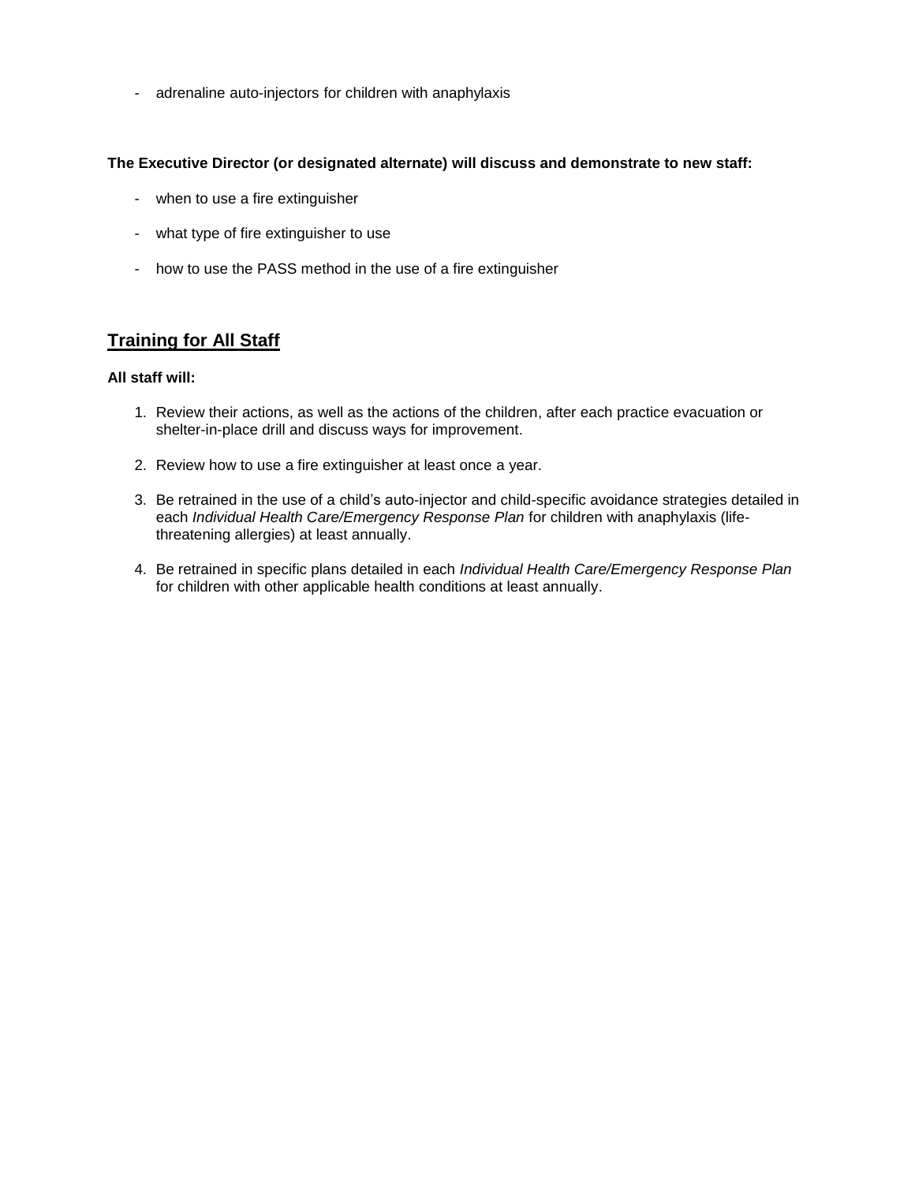- adrenaline auto-injectors for children with anaphylaxis

**The Executive Director (or designated alternate) will discuss and demonstrate to new staff:**

- when to use a fire extinguisher
- what type of fire extinguisher to use
- how to use the PASS method in the use of a fire extinguisher

## Training for All Staff

**All staff will:**

1. Review their actions, as well as the actions of the children, after each practice evacuation or shelter-in-place drill and discuss ways for improvement.
2. Review how to use a fire extinguisher at least once a year.
3. Be retrained in the use of a child's auto-injector and child-specific avoidance strategies detailed in each *Individual Health Care/Emergency Response Plan* for children with anaphylaxis (life-threatening allergies) at least annually.
4. Be retrained in specific plans detailed in each *Individual Health Care/Emergency Response Plan* for children with other applicable health conditions at least annually.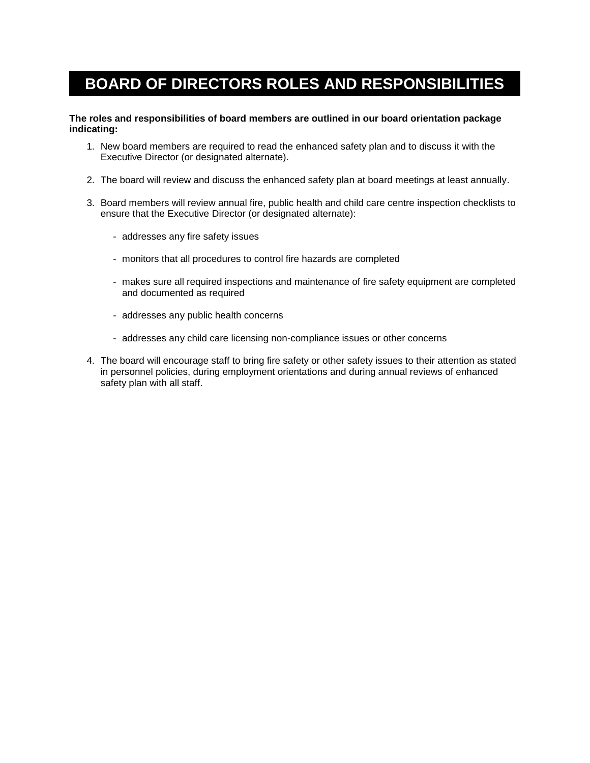# BOARD OF DIRECTORS ROLES AND RESPONSIBILITIES

**The roles and responsibilities of board members are outlined in our board orientation package indicating:**

1. New board members are required to read the enhanced safety plan and to discuss it with the Executive Director (or designated alternate).

2. The board will review and discuss the enhanced safety plan at board meetings at least annually.

3. Board members will review annual fire, public health and child care centre inspection checklists to ensure that the Executive Director (or designated alternate):

   - addresses any fire safety issues

   - monitors that all procedures to control fire hazards are completed

   - makes sure all required inspections and maintenance of fire safety equipment are completed and documented as required

   - addresses any public health concerns

   - addresses any child care licensing non-compliance issues or other concerns

4. The board will encourage staff to bring fire safety or other safety issues to their attention as stated in personnel policies, during employment orientations and during annual reviews of enhanced safety plan with all staff.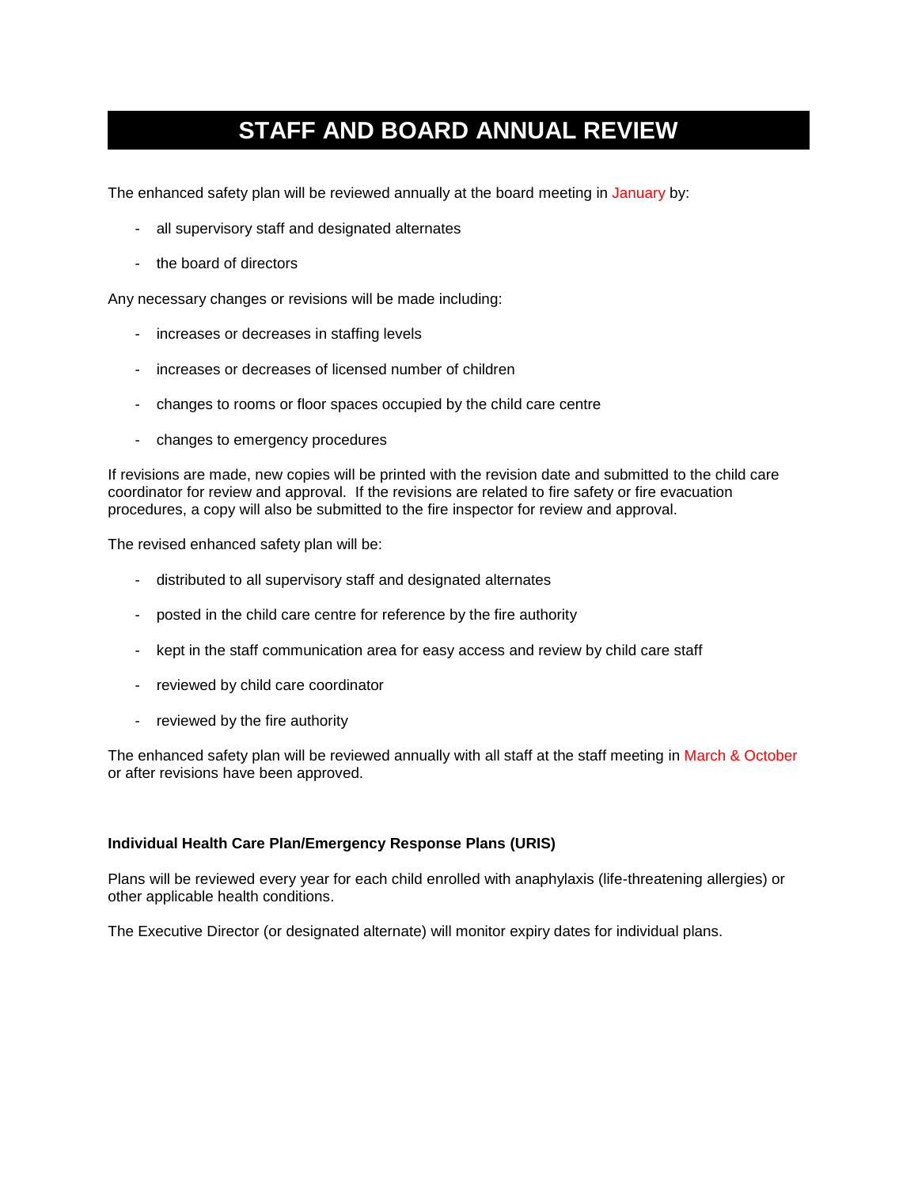# STAFF AND BOARD ANNUAL REVIEW

The enhanced safety plan will be reviewed annually at the board meeting in January by:

- all supervisory staff and designated alternates
- the board of directors

Any necessary changes or revisions will be made including:

- increases or decreases in staffing levels
- increases or decreases of licensed number of children
- changes to rooms or floor spaces occupied by the child care centre
- changes to emergency procedures

If revisions are made, new copies will be printed with the revision date and submitted to the child care coordinator for review and approval. If the revisions are related to fire safety or fire evacuation procedures, a copy will also be submitted to the fire inspector for review and approval.

The revised enhanced safety plan will be:

- distributed to all supervisory staff and designated alternates
- posted in the child care centre for reference by the fire authority
- kept in the staff communication area for easy access and review by child care staff
- reviewed by child care coordinator
- reviewed by the fire authority

The enhanced safety plan will be reviewed annually with all staff at the staff meeting in March & October or after revisions have been approved.

**Individual Health Care Plan/Emergency Response Plans (URIS)**

Plans will be reviewed every year for each child enrolled with anaphylaxis (life-threatening allergies) or other applicable health conditions.

The Executive Director (or designated alternate) will monitor expiry dates for individual plans.